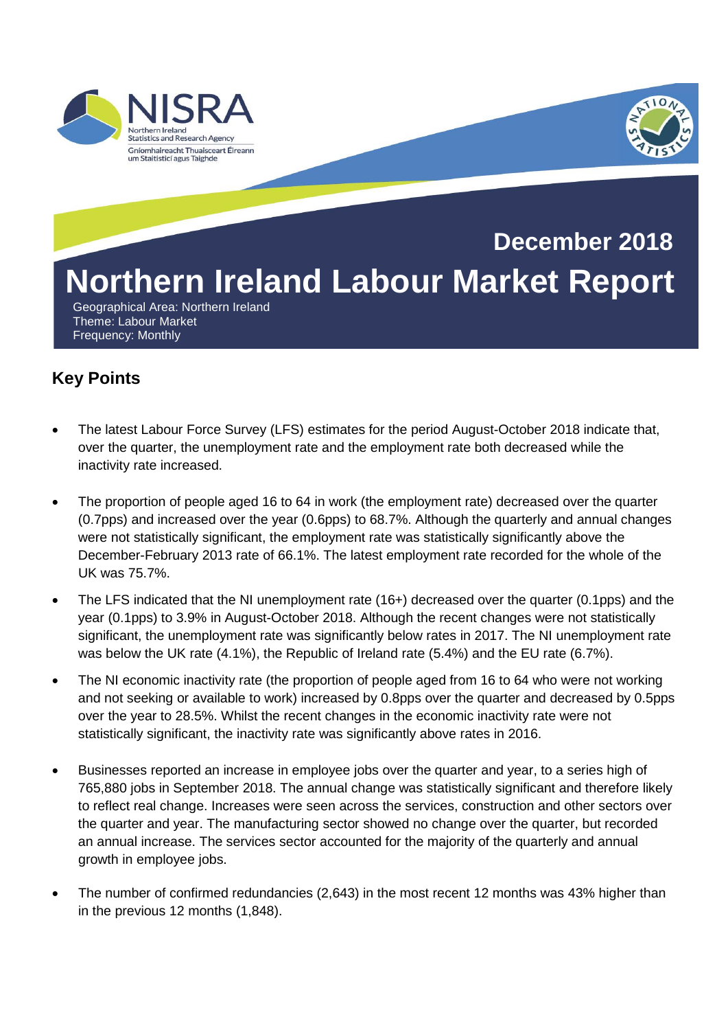NISRA

Northern Ireland Statistics and Research Agency

Gníomhaireacht Thuaisceart Éireann um Staitisticí agus Taighde

December 2018

# Northern Ireland Labour Market Report

Geographical Area: Northern Ireland
Theme: Labour Market
Frequency: Monthly

## Key Points

- The latest Labour Force Survey (LFS) estimates for the period August-October 2018 indicate that, over the quarter, the unemployment rate and the employment rate both decreased while the inactivity rate increased.
- The proportion of people aged 16 to 64 in work (the employment rate) decreased over the quarter (0.7pps) and increased over the year (0.6pps) to 68.7%. Although the quarterly and annual changes were not statistically significant, the employment rate was statistically significantly above the December-February 2013 rate of 66.1%. The latest employment rate recorded for the whole of the UK was 75.7%.
- The LFS indicated that the NI unemployment rate (16+) decreased over the quarter (0.1pps) and the year (0.1pps) to 3.9% in August-October 2018. Although the recent changes were not statistically significant, the unemployment rate was significantly below rates in 2017. The NI unemployment rate was below the UK rate (4.1%), the Republic of Ireland rate (5.4%) and the EU rate (6.7%).
- The NI economic inactivity rate (the proportion of people aged from 16 to 64 who were not working and not seeking or available to work) increased by 0.8pps over the quarter and decreased by 0.5pps over the year to 28.5%. Whilst the recent changes in the economic inactivity rate were not statistically significant, the inactivity rate was significantly above rates in 2016.
- Businesses reported an increase in employee jobs over the quarter and year, to a series high of 765,880 jobs in September 2018. The annual change was statistically significant and therefore likely to reflect real change. Increases were seen across the services, construction and other sectors over the quarter and year. The manufacturing sector showed no change over the quarter, but recorded an annual increase. The services sector accounted for the majority of the quarterly and annual growth in employee jobs.
- The number of confirmed redundancies (2,643) in the most recent 12 months was 43% higher than in the previous 12 months (1,848).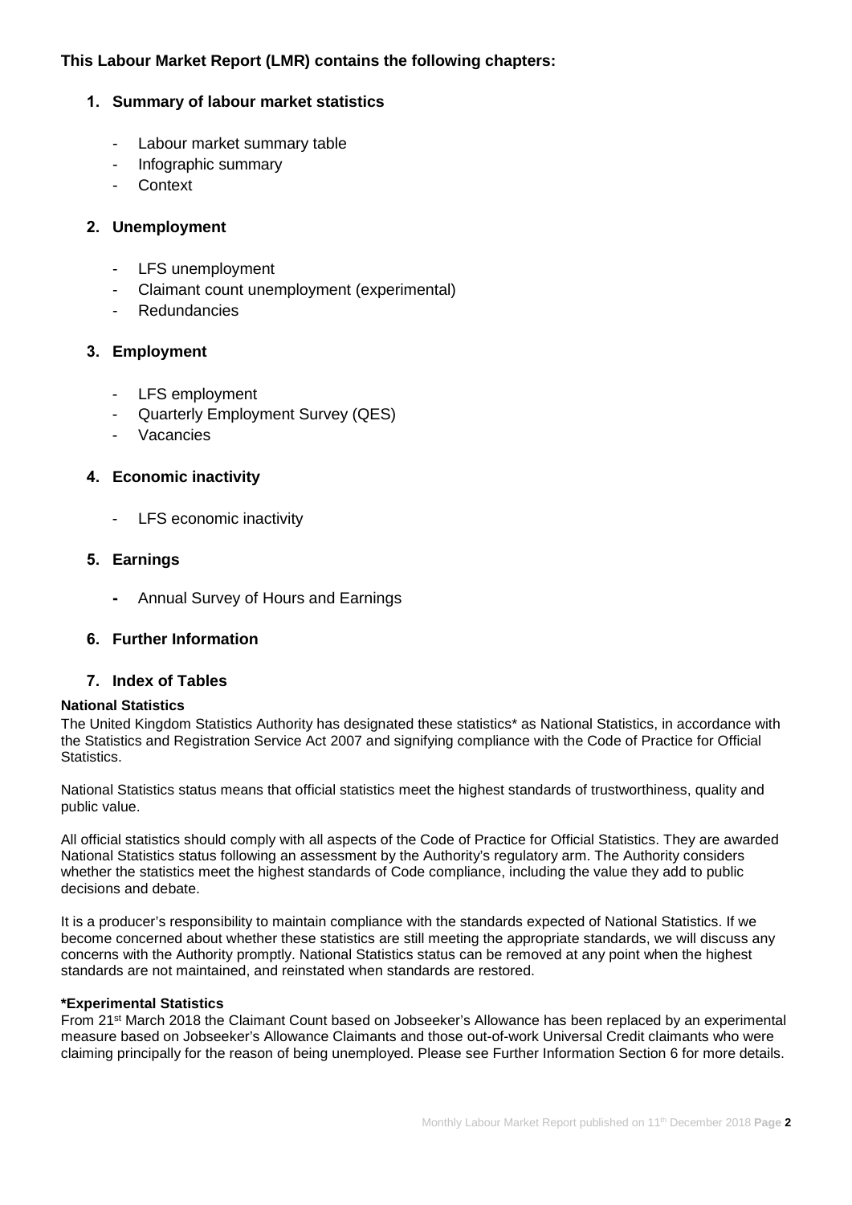**This Labour Market Report (LMR) contains the following chapters:**

1. **Summary of labour market statistics**
   - Labour market summary table
   - Infographic summary
   - Context

2. **Unemployment**
   - LFS unemployment
   - Claimant count unemployment (experimental)
   - Redundancies

3. **Employment**
   - LFS employment
   - Quarterly Employment Survey (QES)
   - Vacancies

4. **Economic inactivity**
   - LFS economic inactivity

5. **Earnings**
   - Annual Survey of Hours and Earnings

6. **Further Information**

7. **Index of Tables**

**National Statistics**

The United Kingdom Statistics Authority has designated these statistics* as National Statistics, in accordance with the Statistics and Registration Service Act 2007 and signifying compliance with the Code of Practice for Official Statistics.

National Statistics status means that official statistics meet the highest standards of trustworthiness, quality and public value.

All official statistics should comply with all aspects of the Code of Practice for Official Statistics. They are awarded National Statistics status following an assessment by the Authority's regulatory arm. The Authority considers whether the statistics meet the highest standards of Code compliance, including the value they add to public decisions and debate.

It is a producer's responsibility to maintain compliance with the standards expected of National Statistics. If we become concerned about whether these statistics are still meeting the appropriate standards, we will discuss any concerns with the Authority promptly. National Statistics status can be removed at any point when the highest standards are not maintained, and reinstated when standards are restored.

**\*Experimental Statistics**

From 21st March 2018 the Claimant Count based on Jobseeker's Allowance has been replaced by an experimental measure based on Jobseeker's Allowance Claimants and those out-of-work Universal Credit claimants who were claiming principally for the reason of being unemployed. Please see Further Information Section 6 for more details.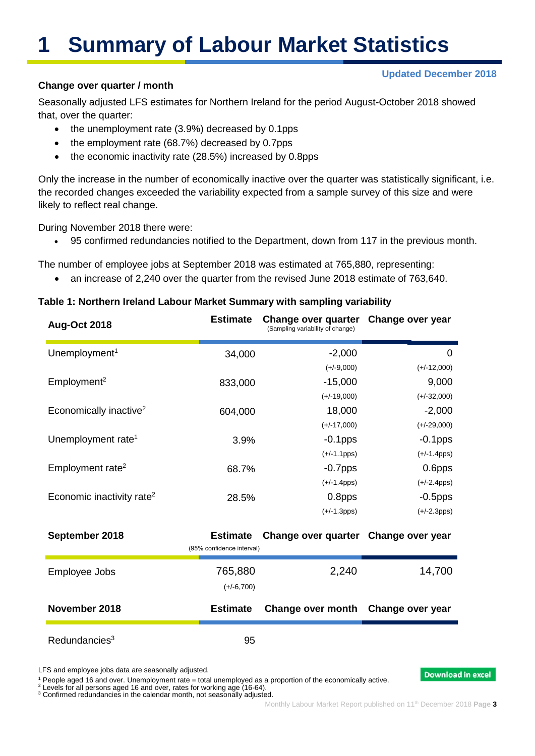# 1 Summary of Labour Market Statistics

**Updated December 2018**

### Change over quarter / month

Seasonally adjusted LFS estimates for Northern Ireland for the period August-October 2018 showed that, over the quarter:

- the unemployment rate (3.9%) decreased by 0.1pps
- the employment rate (68.7%) decreased by 0.7pps
- the economic inactivity rate (28.5%) increased by 0.8pps

Only the increase in the number of economically inactive over the quarter was statistically significant, i.e. the recorded changes exceeded the variability expected from a sample survey of this size and were likely to reflect real change.

During November 2018 there were:

- 95 confirmed redundancies notified to the Department, down from 117 in the previous month.

The number of employee jobs at September 2018 was estimated at 765,880, representing:

- an increase of 2,240 over the quarter from the revised June 2018 estimate of 763,640.

**Table 1: Northern Ireland Labour Market Summary with sampling variability**

| Aug-Oct 2018 | Estimate | Change over quarter (Sampling variability of change) | Change over year |
|---|---|---|---|
| Unemployment[1] | 34,000 | -2,000 | 0 |
| | | (+/-9,000) | (+/-12,000) |
| Employment[2] | 833,000 | -15,000 | 9,000 |
| | | (+/-19,000) | (+/-32,000) |
| Economically inactive[2] | 604,000 | 18,000 | -2,000 |
| | | (+/-17,000) | (+/-29,000) |
| Unemployment rate[1] | 3.9% | -0.1pps | -0.1pps |
| | | (+/-1.1pps) | (+/-1.4pps) |
| Employment rate[2] | 68.7% | -0.7pps | 0.6pps |
| | | (+/-1.4pps) | (+/-2.4pps) |
| Economic inactivity rate[2] | 28.5% | 0.8pps | -0.5pps |
| | | (+/-1.3pps) | (+/-2.3pps) |
| **September 2018** | **Estimate** (95% confidence interval) | **Change over quarter** | **Change over year** |
| Employee Jobs | 765,880 | 2,240 | 14,700 |
| | (+/-6,700) | | |
| **November 2018** | **Estimate** | **Change over month** | **Change over year** |
| Redundancies[3] | 95 | | |

LFS and employee jobs data are seasonally adjusted.

[1] People aged 16 and over. Unemployment rate = total unemployed as a proportion of the economically active.
[2] Levels for all persons aged 16 and over, rates for working age (16-64).
[3] Confirmed redundancies in the calendar month, not seasonally adjusted.

Download in excel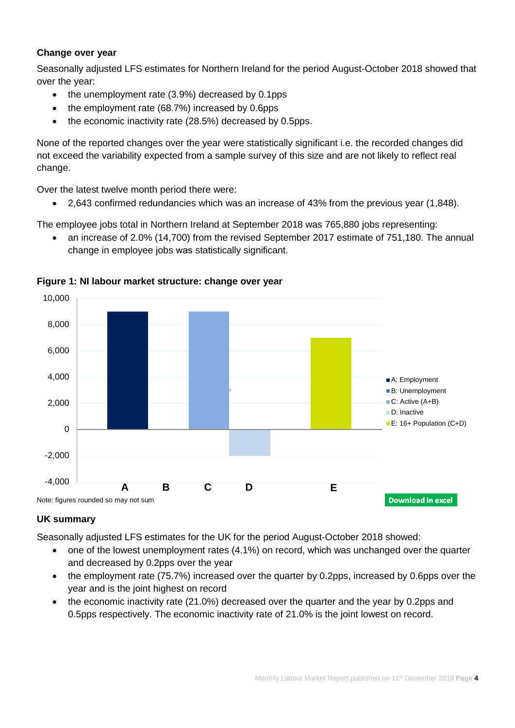### Change over year

Seasonally adjusted LFS estimates for Northern Ireland for the period August-October 2018 showed that over the year:

- the unemployment rate (3.9%) decreased by 0.1pps
- the employment rate (68.7%) increased by 0.6pps
- the economic inactivity rate (28.5%) decreased by 0.5pps.

None of the reported changes over the year were statistically significant i.e. the recorded changes did not exceed the variability expected from a sample survey of this size and are not likely to reflect real change.

Over the latest twelve month period there were:

- 2,643 confirmed redundancies which was an increase of 43% from the previous year (1,848).

The employee jobs total in Northern Ireland at September 2018 was 765,880 jobs representing:

- an increase of 2.0% (14,700) from the revised September 2017 estimate of 751,180. The annual change in employee jobs was statistically significant.

**Figure 1: NI labour market structure: change over year**

Legend: A: Employment; B: Unemployment; C: Active (A+B); D: Inactive; E: 16+ Population (C+D)

Note: figures rounded so may not sum

Download in excel

### UK summary

Seasonally adjusted LFS estimates for the UK for the period August-October 2018 showed:

- one of the lowest unemployment rates (4.1%) on record, which was unchanged over the quarter and decreased by 0.2pps over the year
- the employment rate (75.7%) increased over the quarter by 0.2pps, increased by 0.6pps over the year and is the joint highest on record
- the economic inactivity rate (21.0%) decreased over the quarter and the year by 0.2pps and 0.5pps respectively. The economic inactivity rate of 21.0% is the joint lowest on record.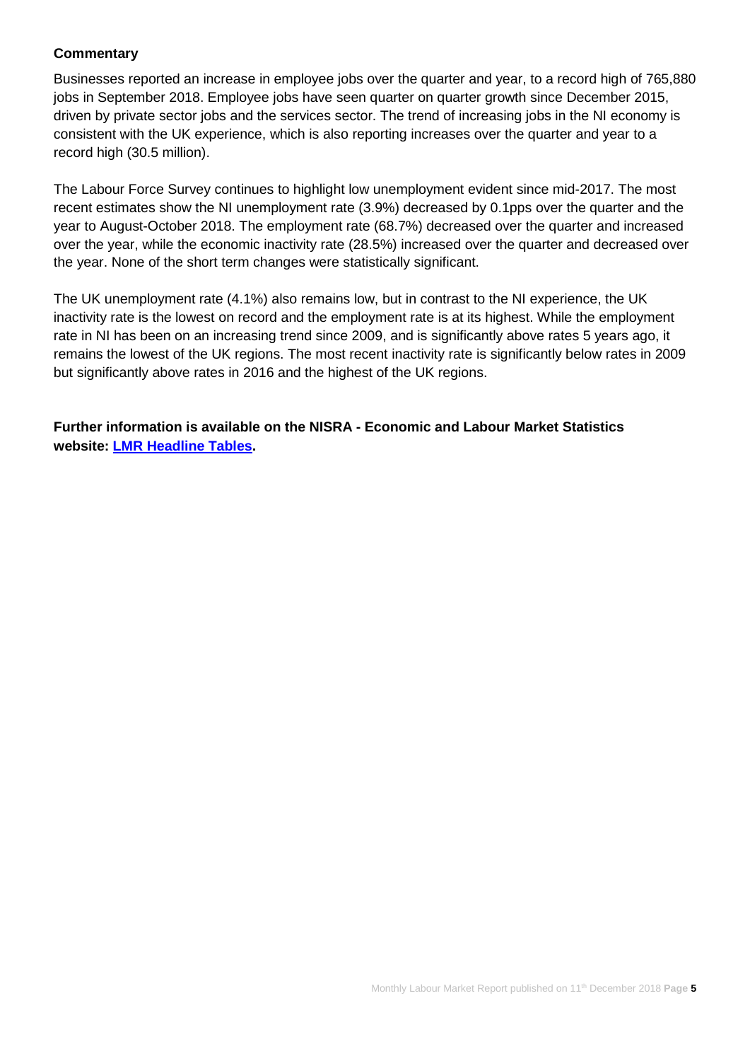**Commentary**

Businesses reported an increase in employee jobs over the quarter and year, to a record high of 765,880 jobs in September 2018. Employee jobs have seen quarter on quarter growth since December 2015, driven by private sector jobs and the services sector. The trend of increasing jobs in the NI economy is consistent with the UK experience, which is also reporting increases over the quarter and year to a record high (30.5 million).

The Labour Force Survey continues to highlight low unemployment evident since mid-2017. The most recent estimates show the NI unemployment rate (3.9%) decreased by 0.1pps over the quarter and the year to August-October 2018. The employment rate (68.7%) decreased over the quarter and increased over the year, while the economic inactivity rate (28.5%) increased over the quarter and decreased over the year. None of the short term changes were statistically significant.

The UK unemployment rate (4.1%) also remains low, but in contrast to the NI experience, the UK inactivity rate is the lowest on record and the employment rate is at its highest. While the employment rate in NI has been on an increasing trend since 2009, and is significantly above rates 5 years ago, it remains the lowest of the UK regions. The most recent inactivity rate is significantly below rates in 2009 but significantly above rates in 2016 and the highest of the UK regions.

**Further information is available on the NISRA - Economic and Labour Market Statistics website: LMR Headline Tables.**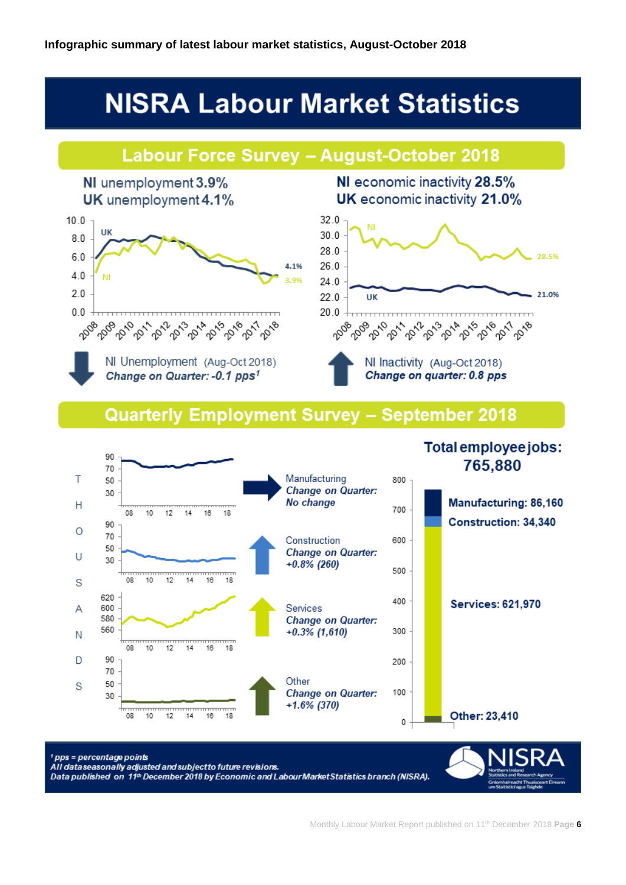**Infographic summary of latest labour market statistics, August-October 2018**

# NISRA Labour Market Statistics

## Labour Force Survey – August-October 2018

**NI** unemployment **3.9%**
**UK** unemployment **4.1%**

NI Unemployment (Aug-Oct 2018)
***Change on Quarter: -0.1 pps[1]***

**NI** economic inactivity **28.5%**
**UK** economic inactivity **21.0%**

NI Inactivity (Aug-Oct 2018)
***Change on quarter: 0.8 pps***

## Quarterly Employment Survey – September 2018

Manufacturing
***Change on Quarter: No change***

Construction
***Change on Quarter: +0.8% (260)***

Services
***Change on Quarter: +0.3% (1,610)***

Other
***Change on Quarter: +1.6% (370)***

**Total employee jobs: 765,880**

**Manufacturing: 86,160**
**Construction: 34,340**
**Services: 621,970**
**Other: 23,410**

*[1] pps = percentage points*
*All data seasonally adjusted and subject to future revisions.*
*Data published on 11th December 2018 by Economic and Labour Market Statistics branch (NISRA).*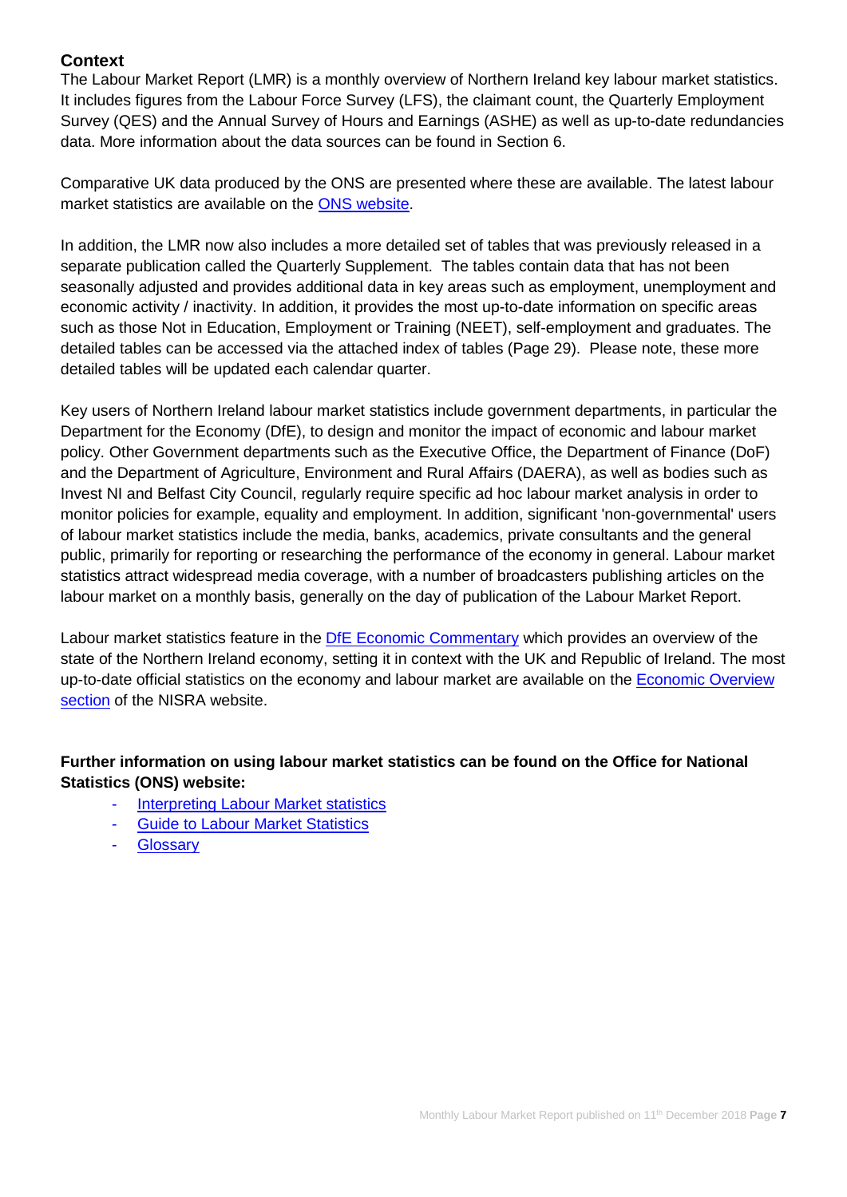## Context

The Labour Market Report (LMR) is a monthly overview of Northern Ireland key labour market statistics. It includes figures from the Labour Force Survey (LFS), the claimant count, the Quarterly Employment Survey (QES) and the Annual Survey of Hours and Earnings (ASHE) as well as up-to-date redundancies data. More information about the data sources can be found in Section 6.

Comparative UK data produced by the ONS are presented where these are available. The latest labour market statistics are available on the ONS website.

In addition, the LMR now also includes a more detailed set of tables that was previously released in a separate publication called the Quarterly Supplement. The tables contain data that has not been seasonally adjusted and provides additional data in key areas such as employment, unemployment and economic activity / inactivity. In addition, it provides the most up-to-date information on specific areas such as those Not in Education, Employment or Training (NEET), self-employment and graduates. The detailed tables can be accessed via the attached index of tables (Page 29). Please note, these more detailed tables will be updated each calendar quarter.

Key users of Northern Ireland labour market statistics include government departments, in particular the Department for the Economy (DfE), to design and monitor the impact of economic and labour market policy. Other Government departments such as the Executive Office, the Department of Finance (DoF) and the Department of Agriculture, Environment and Rural Affairs (DAERA), as well as bodies such as Invest NI and Belfast City Council, regularly require specific ad hoc labour market analysis in order to monitor policies for example, equality and employment. In addition, significant 'non-governmental' users of labour market statistics include the media, banks, academics, private consultants and the general public, primarily for reporting or researching the performance of the economy in general. Labour market statistics attract widespread media coverage, with a number of broadcasters publishing articles on the labour market on a monthly basis, generally on the day of publication of the Labour Market Report.

Labour market statistics feature in the DfE Economic Commentary which provides an overview of the state of the Northern Ireland economy, setting it in context with the UK and Republic of Ireland. The most up-to-date official statistics on the economy and labour market are available on the Economic Overview section of the NISRA website.

**Further information on using labour market statistics can be found on the Office for National Statistics (ONS) website:**

- Interpreting Labour Market statistics
- Guide to Labour Market Statistics
- Glossary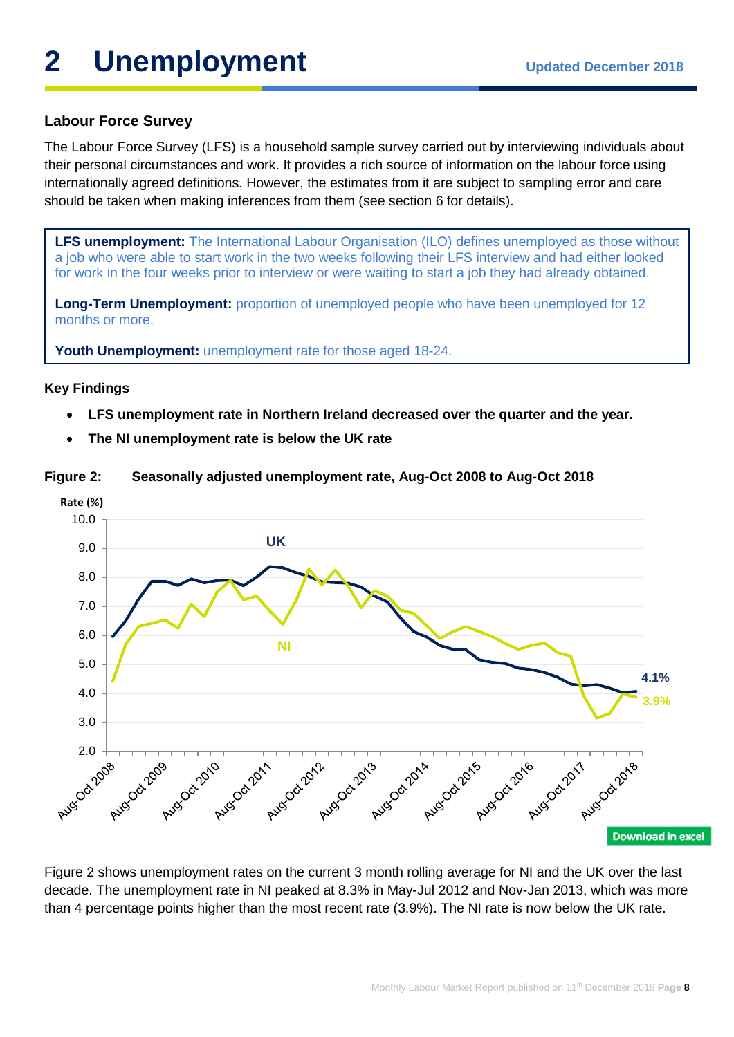# 2 Unemployment

Updated December 2018

### Labour Force Survey

The Labour Force Survey (LFS) is a household sample survey carried out by interviewing individuals about their personal circumstances and work. It provides a rich source of information on the labour force using internationally agreed definitions. However, the estimates from it are subject to sampling error and care should be taken when making inferences from them (see section 6 for details).

> **LFS unemployment:** The International Labour Organisation (ILO) defines unemployed as those without a job who were able to start work in the two weeks following their LFS interview and had either looked for work in the four weeks prior to interview or were waiting to start a job they had already obtained.
>
> **Long-Term Unemployment:** proportion of unemployed people who have been unemployed for 12 months or more.
>
> **Youth Unemployment:** unemployment rate for those aged 18-24.

### Key Findings

- **LFS unemployment rate in Northern Ireland decreased over the quarter and the year.**
- **The NI unemployment rate is below the UK rate**

**Figure 2: Seasonally adjusted unemployment rate, Aug-Oct 2008 to Aug-Oct 2018**

Download in excel

Figure 2 shows unemployment rates on the current 3 month rolling average for NI and the UK over the last decade. The unemployment rate in NI peaked at 8.3% in May-Jul 2012 and Nov-Jan 2013, which was more than 4 percentage points higher than the most recent rate (3.9%). The NI rate is now below the UK rate.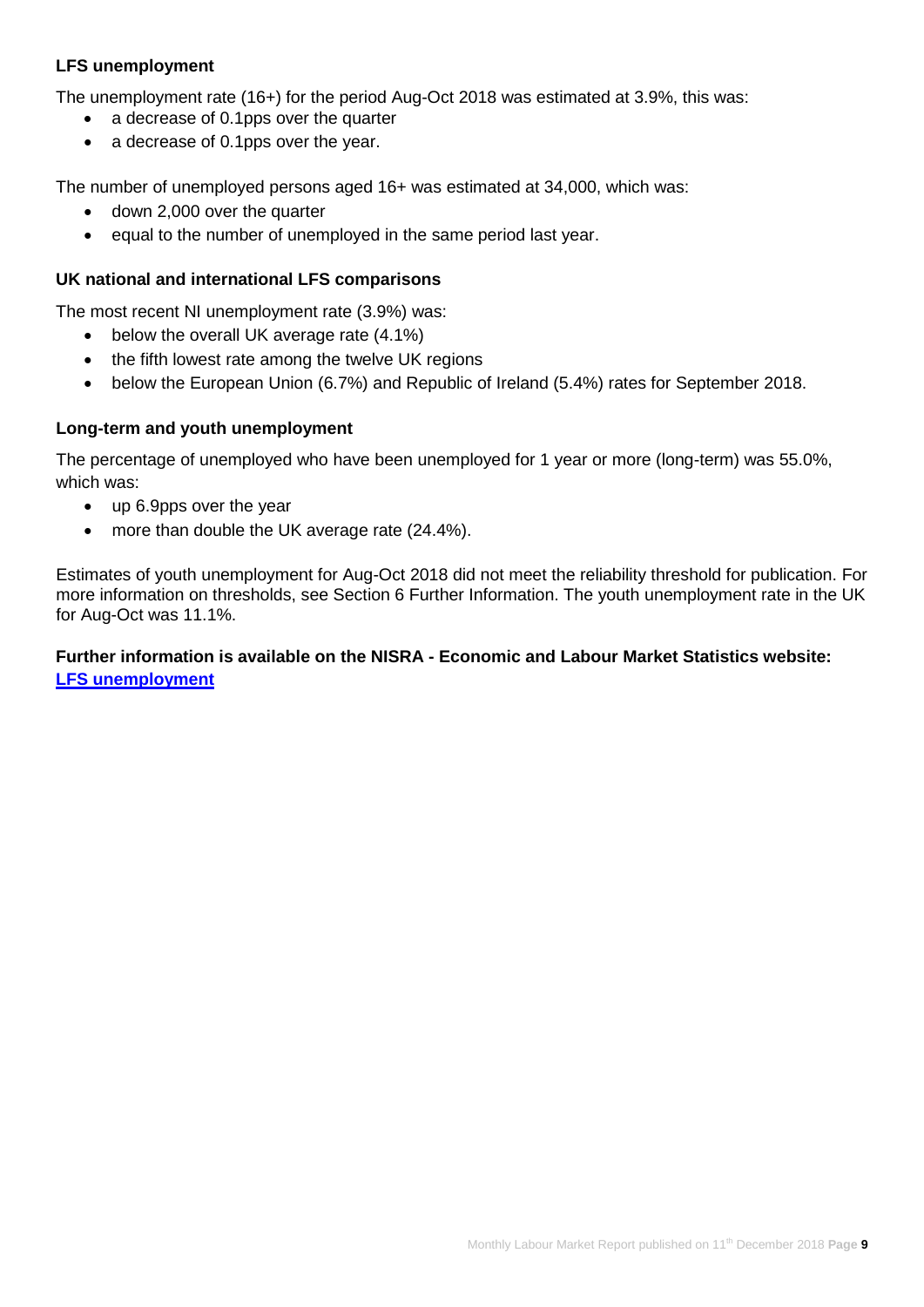**LFS unemployment**

The unemployment rate (16+) for the period Aug-Oct 2018 was estimated at 3.9%, this was:

- a decrease of 0.1pps over the quarter
- a decrease of 0.1pps over the year.

The number of unemployed persons aged 16+ was estimated at 34,000, which was:

- down 2,000 over the quarter
- equal to the number of unemployed in the same period last year.

**UK national and international LFS comparisons**

The most recent NI unemployment rate (3.9%) was:

- below the overall UK average rate (4.1%)
- the fifth lowest rate among the twelve UK regions
- below the European Union (6.7%) and Republic of Ireland (5.4%) rates for September 2018.

**Long-term and youth unemployment**

The percentage of unemployed who have been unemployed for 1 year or more (long-term) was 55.0%, which was:

- up 6.9pps over the year
- more than double the UK average rate (24.4%).

Estimates of youth unemployment for Aug-Oct 2018 did not meet the reliability threshold for publication. For more information on thresholds, see Section 6 Further Information. The youth unemployment rate in the UK for Aug-Oct was 11.1%.

**Further information is available on the NISRA - Economic and Labour Market Statistics website:**
**LFS unemployment**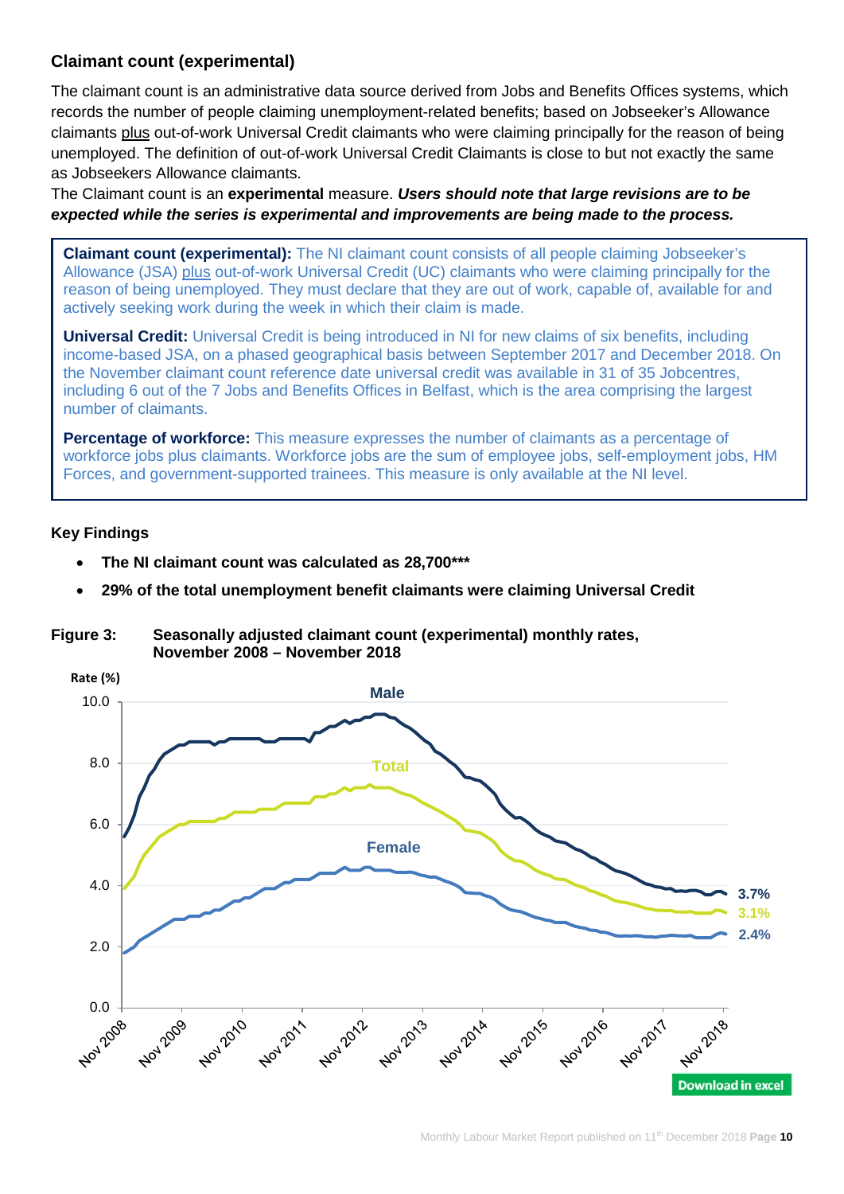## Claimant count (experimental)

The claimant count is an administrative data source derived from Jobs and Benefits Offices systems, which records the number of people claiming unemployment-related benefits; based on Jobseeker's Allowance claimants plus out-of-work Universal Credit claimants who were claiming principally for the reason of being unemployed. The definition of out-of-work Universal Credit Claimants is close to but not exactly the same as Jobseekers Allowance claimants.

The Claimant count is an **experimental** measure. ***Users should note that large revisions are to be expected while the series is experimental and improvements are being made to the process.***

> **Claimant count (experimental):** The NI claimant count consists of all people claiming Jobseeker's Allowance (JSA) plus out-of-work Universal Credit (UC) claimants who were claiming principally for the reason of being unemployed. They must declare that they are out of work, capable of, available for and actively seeking work during the week in which their claim is made.
>
> **Universal Credit:** Universal Credit is being introduced in NI for new claims of six benefits, including income-based JSA, on a phased geographical basis between September 2017 and December 2018. On the November claimant count reference date universal credit was available in 31 of 35 Jobcentres, including 6 out of the 7 Jobs and Benefits Offices in Belfast, which is the area comprising the largest number of claimants.
>
> **Percentage of workforce:** This measure expresses the number of claimants as a percentage of workforce jobs plus claimants. Workforce jobs are the sum of employee jobs, self-employment jobs, HM Forces, and government-supported trainees. This measure is only available at the NI level.

### Key Findings

- **The NI claimant count was calculated as 28,700*****
- **29% of the total unemployment benefit claimants were claiming Universal Credit**

**Figure 3: Seasonally adjusted claimant count (experimental) monthly rates, November 2008 – November 2018**

Download in excel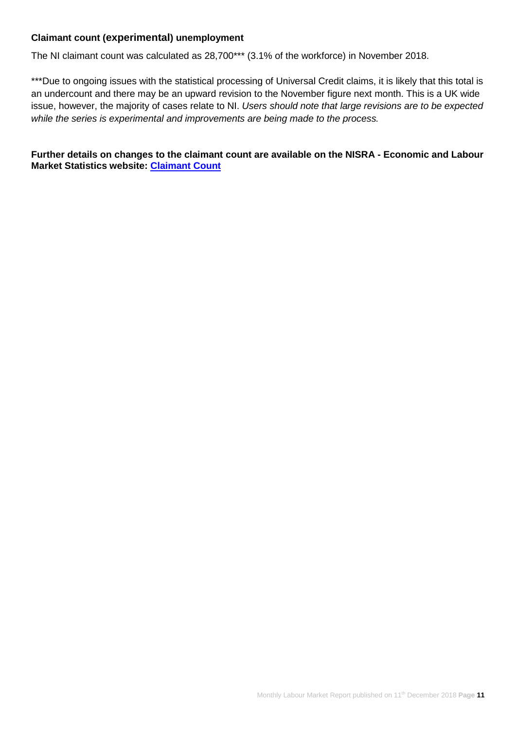### Claimant count (experimental) unemployment

The NI claimant count was calculated as 28,700*** (3.1% of the workforce) in November 2018.

***Due to ongoing issues with the statistical processing of Universal Credit claims, it is likely that this total is an undercount and there may be an upward revision to the November figure next month. This is a UK wide issue, however, the majority of cases relate to NI. *Users should note that large revisions are to be expected while the series is experimental and improvements are being made to the process.*

**Further details on changes to the claimant count are available on the NISRA - Economic and Labour Market Statistics website: Claimant Count**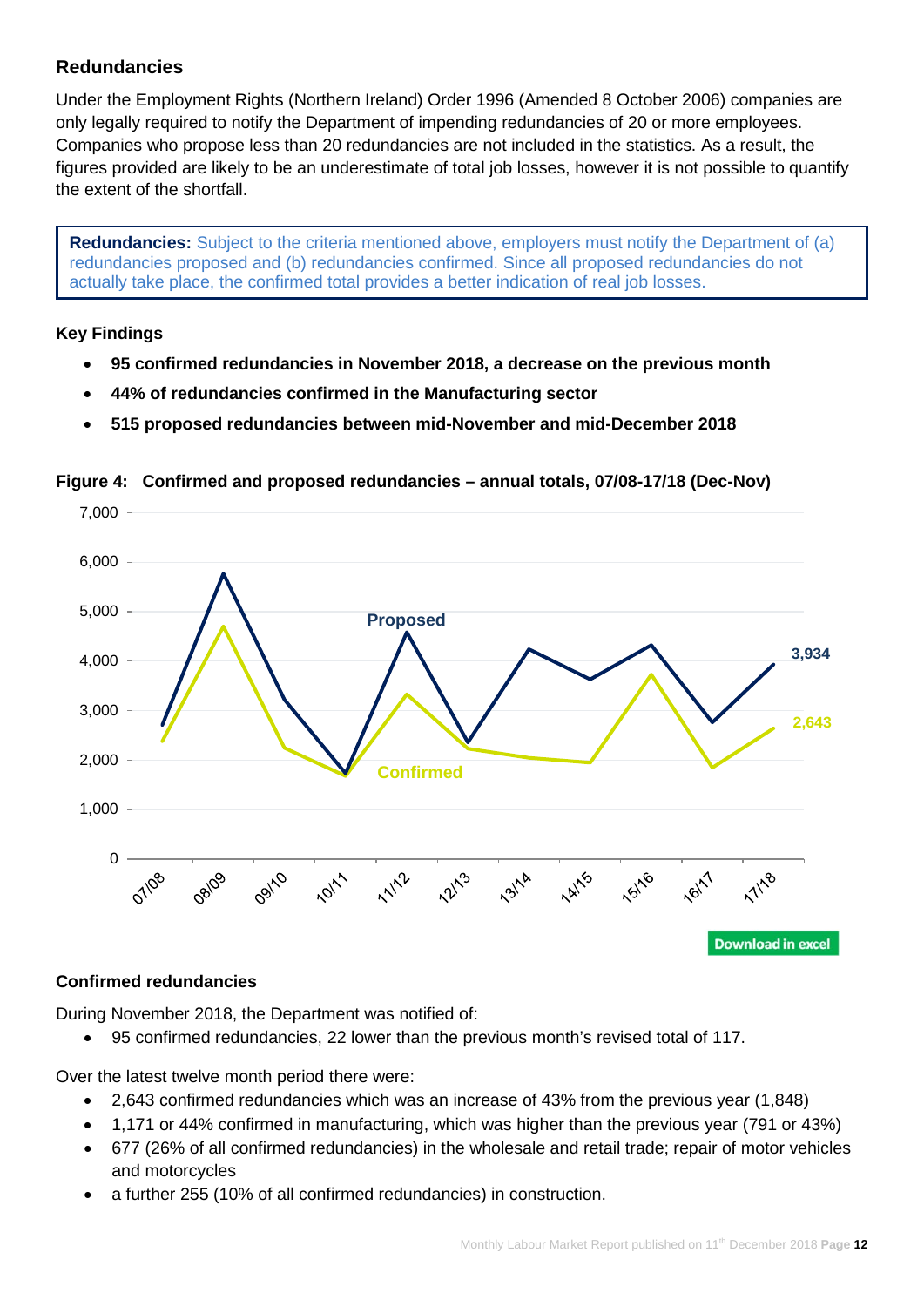## Redundancies

Under the Employment Rights (Northern Ireland) Order 1996 (Amended 8 October 2006) companies are only legally required to notify the Department of impending redundancies of 20 or more employees. Companies who propose less than 20 redundancies are not included in the statistics. As a result, the figures provided are likely to be an underestimate of total job losses, however it is not possible to quantify the extent of the shortfall.

> **Redundancies:** Subject to the criteria mentioned above, employers must notify the Department of (a) redundancies proposed and (b) redundancies confirmed. Since all proposed redundancies do not actually take place, the confirmed total provides a better indication of real job losses.

### Key Findings

- **95 confirmed redundancies in November 2018, a decrease on the previous month**
- **44% of redundancies confirmed in the Manufacturing sector**
- **515 proposed redundancies between mid-November and mid-December 2018**

**Figure 4: Confirmed and proposed redundancies – annual totals, 07/08-17/18 (Dec-Nov)**

Proposed: 3,934 (17/18)
Confirmed: 2,643 (17/18)

Download in excel

### Confirmed redundancies

During November 2018, the Department was notified of:

- 95 confirmed redundancies, 22 lower than the previous month's revised total of 117.

Over the latest twelve month period there were:

- 2,643 confirmed redundancies which was an increase of 43% from the previous year (1,848)
- 1,171 or 44% confirmed in manufacturing, which was higher than the previous year (791 or 43%)
- 677 (26% of all confirmed redundancies) in the wholesale and retail trade; repair of motor vehicles and motorcycles
- a further 255 (10% of all confirmed redundancies) in construction.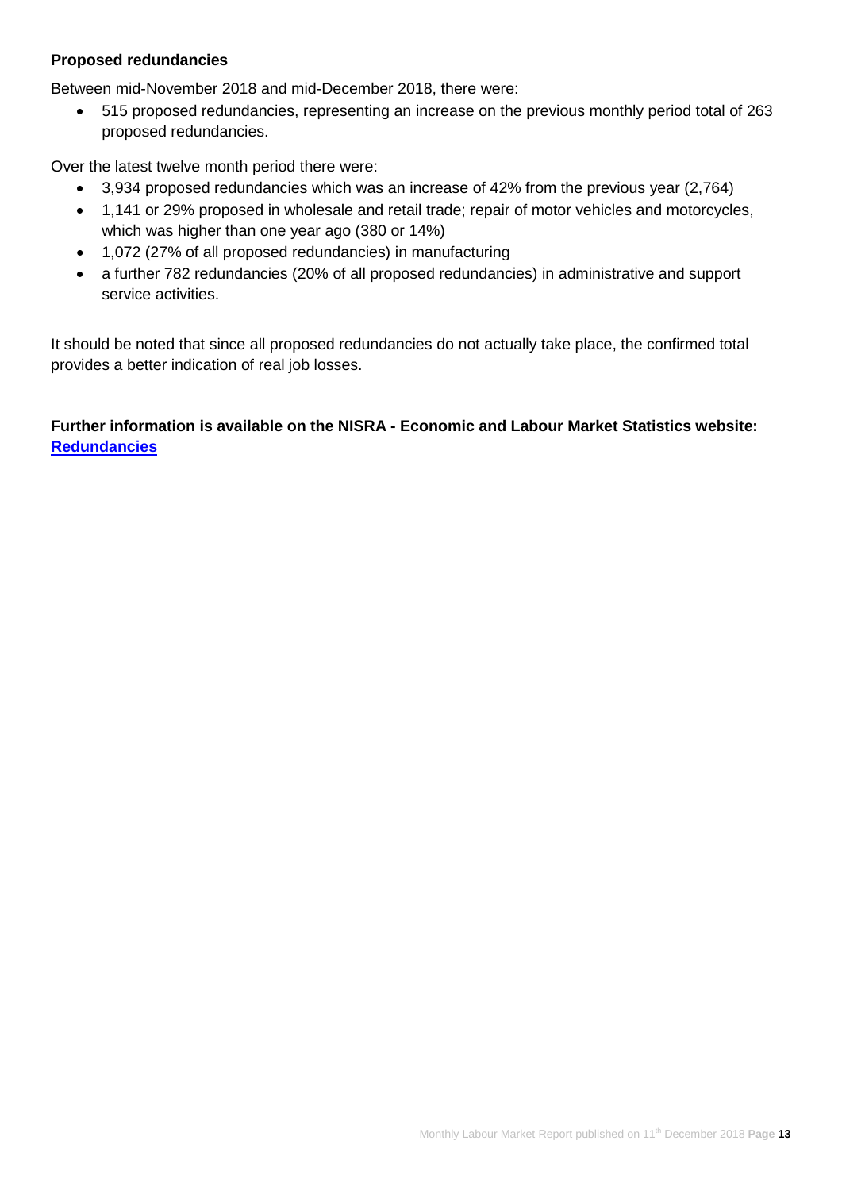**Proposed redundancies**

Between mid-November 2018 and mid-December 2018, there were:

- 515 proposed redundancies, representing an increase on the previous monthly period total of 263 proposed redundancies.

Over the latest twelve month period there were:

- 3,934 proposed redundancies which was an increase of 42% from the previous year (2,764)
- 1,141 or 29% proposed in wholesale and retail trade; repair of motor vehicles and motorcycles, which was higher than one year ago (380 or 14%)
- 1,072 (27% of all proposed redundancies) in manufacturing
- a further 782 redundancies (20% of all proposed redundancies) in administrative and support service activities.

It should be noted that since all proposed redundancies do not actually take place, the confirmed total provides a better indication of real job losses.

**Further information is available on the NISRA - Economic and Labour Market Statistics website: [Redundancies]**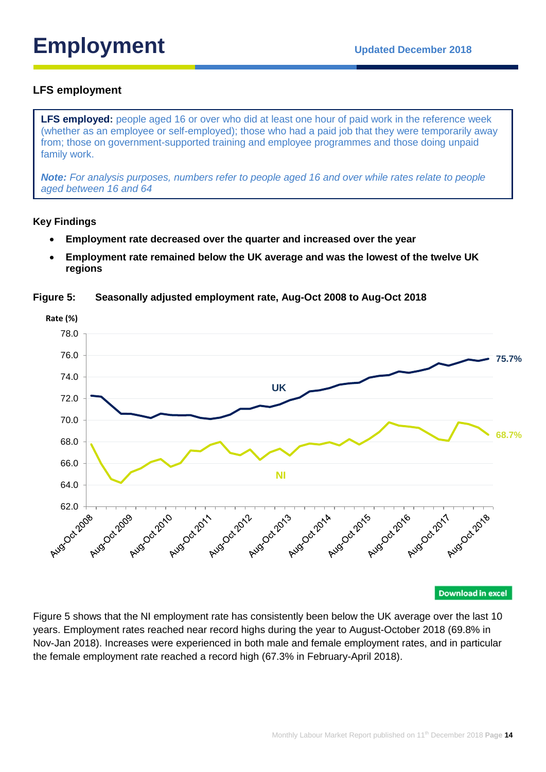# Employment

Updated December 2018

## LFS employment

> **LFS employed:** people aged 16 or over who did at least one hour of paid work in the reference week (whether as an employee or self-employed); those who had a paid job that they were temporarily away from; those on government-supported training and employee programmes and those doing unpaid family work.
>
> ***Note:*** *For analysis purposes, numbers refer to people aged 16 and over while rates relate to people aged between 16 and 64*

### Key Findings

- **Employment rate decreased over the quarter and increased over the year**
- **Employment rate remained below the UK average and was the lowest of the twelve UK regions**

**Figure 5: Seasonally adjusted employment rate, Aug-Oct 2008 to Aug-Oct 2018**

Download in excel

Figure 5 shows that the NI employment rate has consistently been below the UK average over the last 10 years. Employment rates reached near record highs during the year to August-October 2018 (69.8% in Nov-Jan 2018). Increases were experienced in both male and female employment rates, and in particular the female employment rate reached a record high (67.3% in February-April 2018).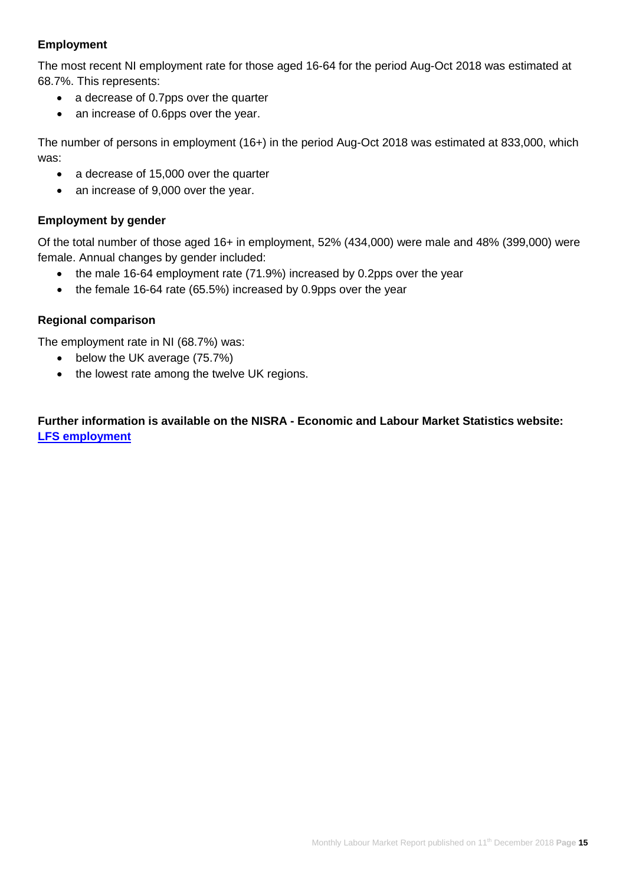## Employment

The most recent NI employment rate for those aged 16-64 for the period Aug-Oct 2018 was estimated at 68.7%. This represents:

- a decrease of 0.7pps over the quarter
- an increase of 0.6pps over the year.

The number of persons in employment (16+) in the period Aug-Oct 2018 was estimated at 833,000, which was:

- a decrease of 15,000 over the quarter
- an increase of 9,000 over the year.

## Employment by gender

Of the total number of those aged 16+ in employment, 52% (434,000) were male and 48% (399,000) were female. Annual changes by gender included:

- the male 16-64 employment rate (71.9%) increased by 0.2pps over the year
- the female 16-64 rate (65.5%) increased by 0.9pps over the year

## Regional comparison

The employment rate in NI (68.7%) was:

- below the UK average (75.7%)
- the lowest rate among the twelve UK regions.

**Further information is available on the NISRA - Economic and Labour Market Statistics website:**
**LFS employment**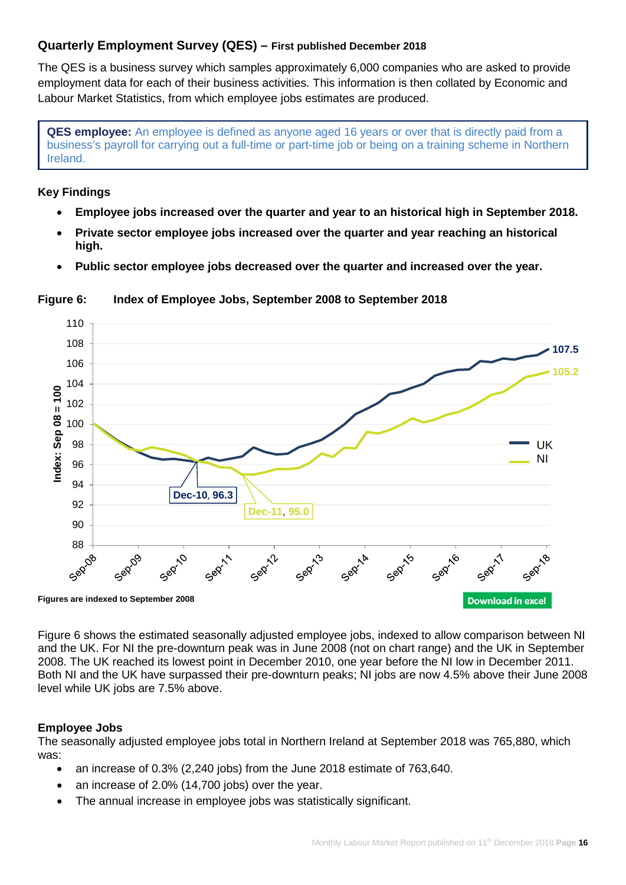## Quarterly Employment Survey (QES) – First published December 2018

The QES is a business survey which samples approximately 6,000 companies who are asked to provide employment data for each of their business activities. This information is then collated by Economic and Labour Market Statistics, from which employee jobs estimates are produced.

> **QES employee:** An employee is defined as anyone aged 16 years or over that is directly paid from a business's payroll for carrying out a full-time or part-time job or being on a training scheme in Northern Ireland.

### Key Findings

- **Employee jobs increased over the quarter and year to an historical high in September 2018.**
- **Private sector employee jobs increased over the quarter and year reaching an historical high.**
- **Public sector employee jobs decreased over the quarter and increased over the year.**

**Figure 6: Index of Employee Jobs, September 2008 to September 2018**

**Figures are indexed to September 2008**

Figure 6 shows the estimated seasonally adjusted employee jobs, indexed to allow comparison between NI and the UK. For NI the pre-downturn peak was in June 2008 (not on chart range) and the UK in September 2008. The UK reached its lowest point in December 2010, one year before the NI low in December 2011. Both NI and the UK have surpassed their pre-downturn peaks; NI jobs are now 4.5% above their June 2008 level while UK jobs are 7.5% above.

### Employee Jobs

The seasonally adjusted employee jobs total in Northern Ireland at September 2018 was 765,880, which was:

- an increase of 0.3% (2,240 jobs) from the June 2018 estimate of 763,640.
- an increase of 2.0% (14,700 jobs) over the year.
- The annual increase in employee jobs was statistically significant.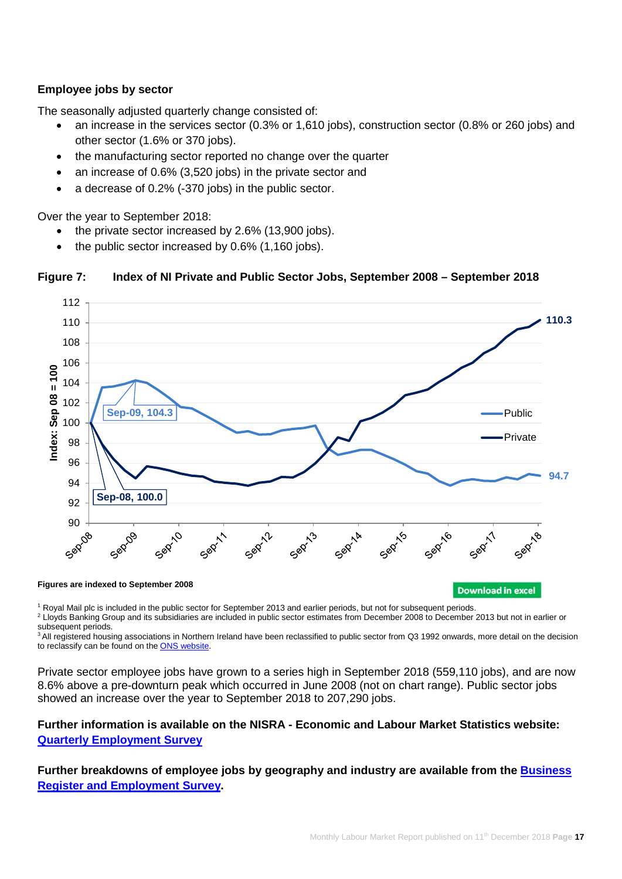### Employee jobs by sector

The seasonally adjusted quarterly change consisted of:

- an increase in the services sector (0.3% or 1,610 jobs), construction sector (0.8% or 260 jobs) and other sector (1.6% or 370 jobs).
- the manufacturing sector reported no change over the quarter
- an increase of 0.6% (3,520 jobs) in the private sector and
- a decrease of 0.2% (-370 jobs) in the public sector.

Over the year to September 2018:

- the private sector increased by 2.6% (13,900 jobs).
- the public sector increased by 0.6% (1,160 jobs).

**Figure 7: Index of NI Private and Public Sector Jobs, September 2008 – September 2018**

**Figures are indexed to September 2008**

Download in excel

[1] Royal Mail plc is included in the public sector for September 2013 and earlier periods, but not for subsequent periods.
[2] Lloyds Banking Group and its subsidiaries are included in public sector estimates from December 2008 to December 2013 but not in earlier or subsequent periods.
[3] All registered housing associations in Northern Ireland have been reclassified to public sector from Q3 1992 onwards, more detail on the decision to reclassify can be found on the ONS website.

Private sector employee jobs have grown to a series high in September 2018 (559,110 jobs), and are now 8.6% above a pre-downturn peak which occurred in June 2008 (not on chart range). Public sector jobs showed an increase over the year to September 2018 to 207,290 jobs.

**Further information is available on the NISRA - Economic and Labour Market Statistics website: Quarterly Employment Survey**

**Further breakdowns of employee jobs by geography and industry are available from the Business Register and Employment Survey.**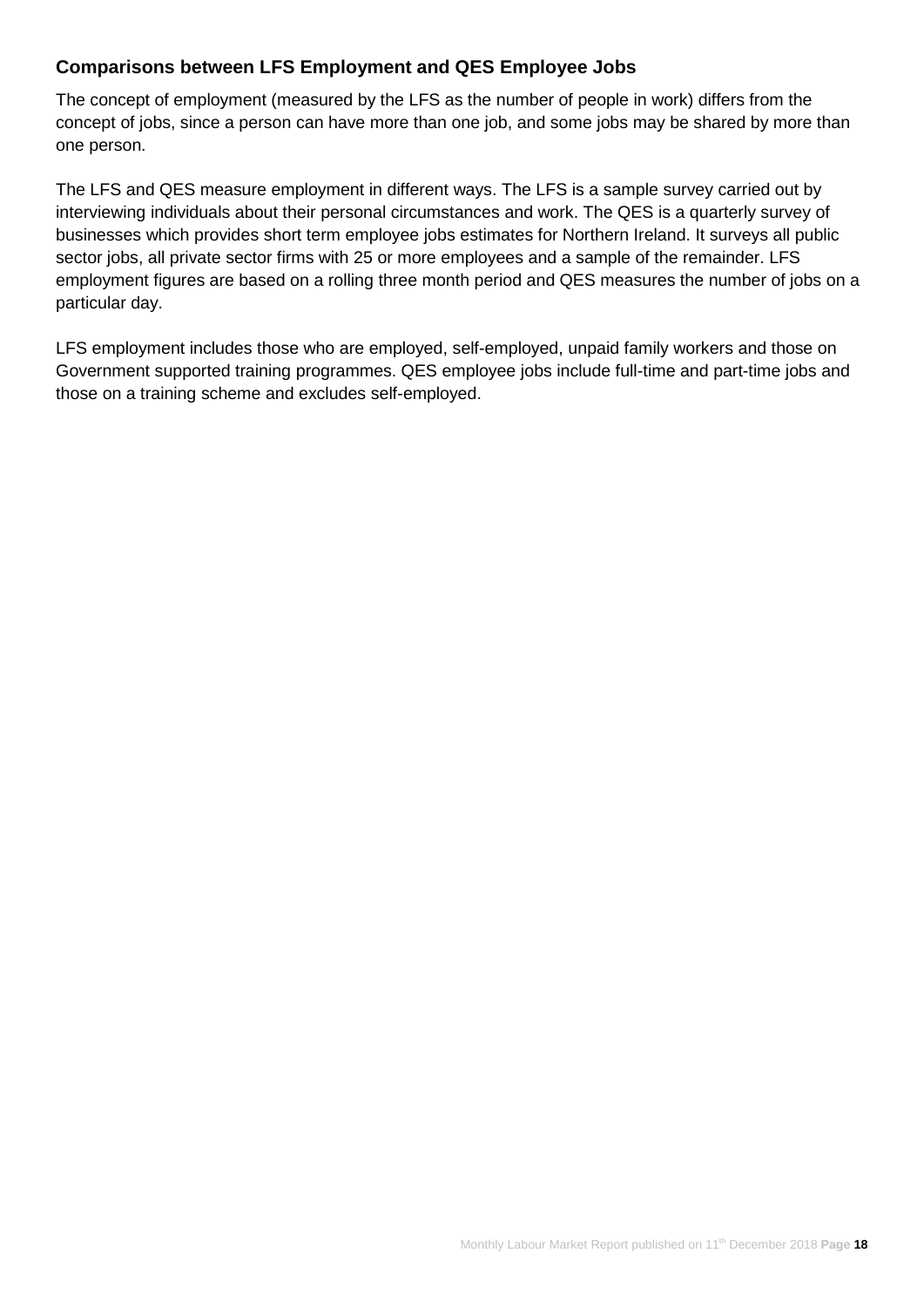### Comparisons between LFS Employment and QES Employee Jobs

The concept of employment (measured by the LFS as the number of people in work) differs from the concept of jobs, since a person can have more than one job, and some jobs may be shared by more than one person.

The LFS and QES measure employment in different ways. The LFS is a sample survey carried out by interviewing individuals about their personal circumstances and work. The QES is a quarterly survey of businesses which provides short term employee jobs estimates for Northern Ireland. It surveys all public sector jobs, all private sector firms with 25 or more employees and a sample of the remainder. LFS employment figures are based on a rolling three month period and QES measures the number of jobs on a particular day.

LFS employment includes those who are employed, self-employed, unpaid family workers and those on Government supported training programmes. QES employee jobs include full-time and part-time jobs and those on a training scheme and excludes self-employed.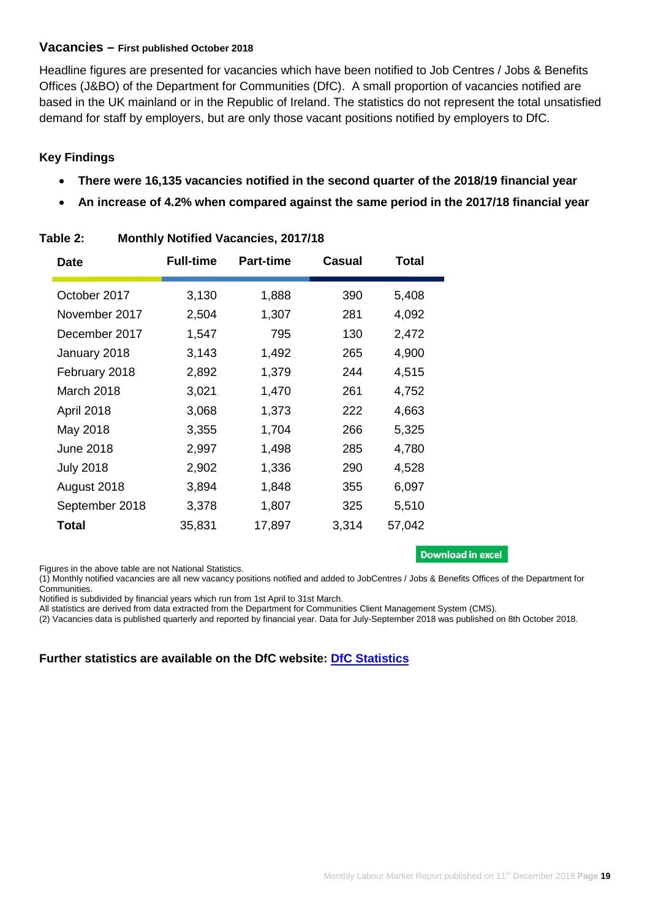## Vacancies – First published October 2018

Headline figures are presented for vacancies which have been notified to Job Centres / Jobs & Benefits Offices (J&BO) of the Department for Communities (DfC). A small proportion of vacancies notified are based in the UK mainland or in the Republic of Ireland. The statistics do not represent the total unsatisfied demand for staff by employers, but are only those vacant positions notified by employers to DfC.

### Key Findings

- **There were 16,135 vacancies notified in the second quarter of the 2018/19 financial year**
- **An increase of 4.2% when compared against the same period in the 2017/18 financial year**

**Table 2: Monthly Notified Vacancies, 2017/18**

| Date | Full-time | Part-time | Casual | Total |
|---|---|---|---|---|
| October 2017 | 3,130 | 1,888 | 390 | 5,408 |
| November 2017 | 2,504 | 1,307 | 281 | 4,092 |
| December 2017 | 1,547 | 795 | 130 | 2,472 |
| January 2018 | 3,143 | 1,492 | 265 | 4,900 |
| February 2018 | 2,892 | 1,379 | 244 | 4,515 |
| March 2018 | 3,021 | 1,470 | 261 | 4,752 |
| April 2018 | 3,068 | 1,373 | 222 | 4,663 |
| May 2018 | 3,355 | 1,704 | 266 | 5,325 |
| June 2018 | 2,997 | 1,498 | 285 | 4,780 |
| July 2018 | 2,902 | 1,336 | 290 | 4,528 |
| August 2018 | 3,894 | 1,848 | 355 | 6,097 |
| September 2018 | 3,378 | 1,807 | 325 | 5,510 |
| **Total** | 35,831 | 17,897 | 3,314 | 57,042 |

Download in excel

Figures in the above table are not National Statistics.
(1) Monthly notified vacancies are all new vacancy positions notified and added to JobCentres / Jobs & Benefits Offices of the Department for Communities.
Notified is subdivided by financial years which run from 1st April to 31st March.
All statistics are derived from data extracted from the Department for Communities Client Management System (CMS).
(2) Vacancies data is published quarterly and reported by financial year. Data for July-September 2018 was published on 8th October 2018.

**Further statistics are available on the DfC website: DfC Statistics**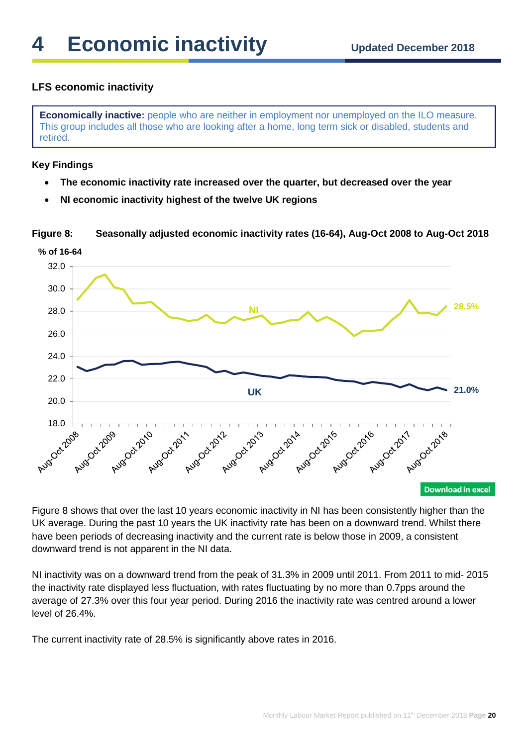# 4 Economic inactivity

Updated December 2018

### LFS economic inactivity

**Economically inactive:** people who are neither in employment nor unemployed on the ILO measure. This group includes all those who are looking after a home, long term sick or disabled, students and retired.

**Key Findings**

- **The economic inactivity rate increased over the quarter, but decreased over the year**
- **NI economic inactivity highest of the twelve UK regions**

**Figure 8: Seasonally adjusted economic inactivity rates (16-64), Aug-Oct 2008 to Aug-Oct 2018**

Download in excel

Figure 8 shows that over the last 10 years economic inactivity in NI has been consistently higher than the UK average. During the past 10 years the UK inactivity rate has been on a downward trend. Whilst there have been periods of decreasing inactivity and the current rate is below those in 2009, a consistent downward trend is not apparent in the NI data.

NI inactivity was on a downward trend from the peak of 31.3% in 2009 until 2011. From 2011 to mid- 2015 the inactivity rate displayed less fluctuation, with rates fluctuating by no more than 0.7pps around the average of 27.3% over this four year period. During 2016 the inactivity rate was centred around a lower level of 26.4%.

The current inactivity rate of 28.5% is significantly above rates in 2016.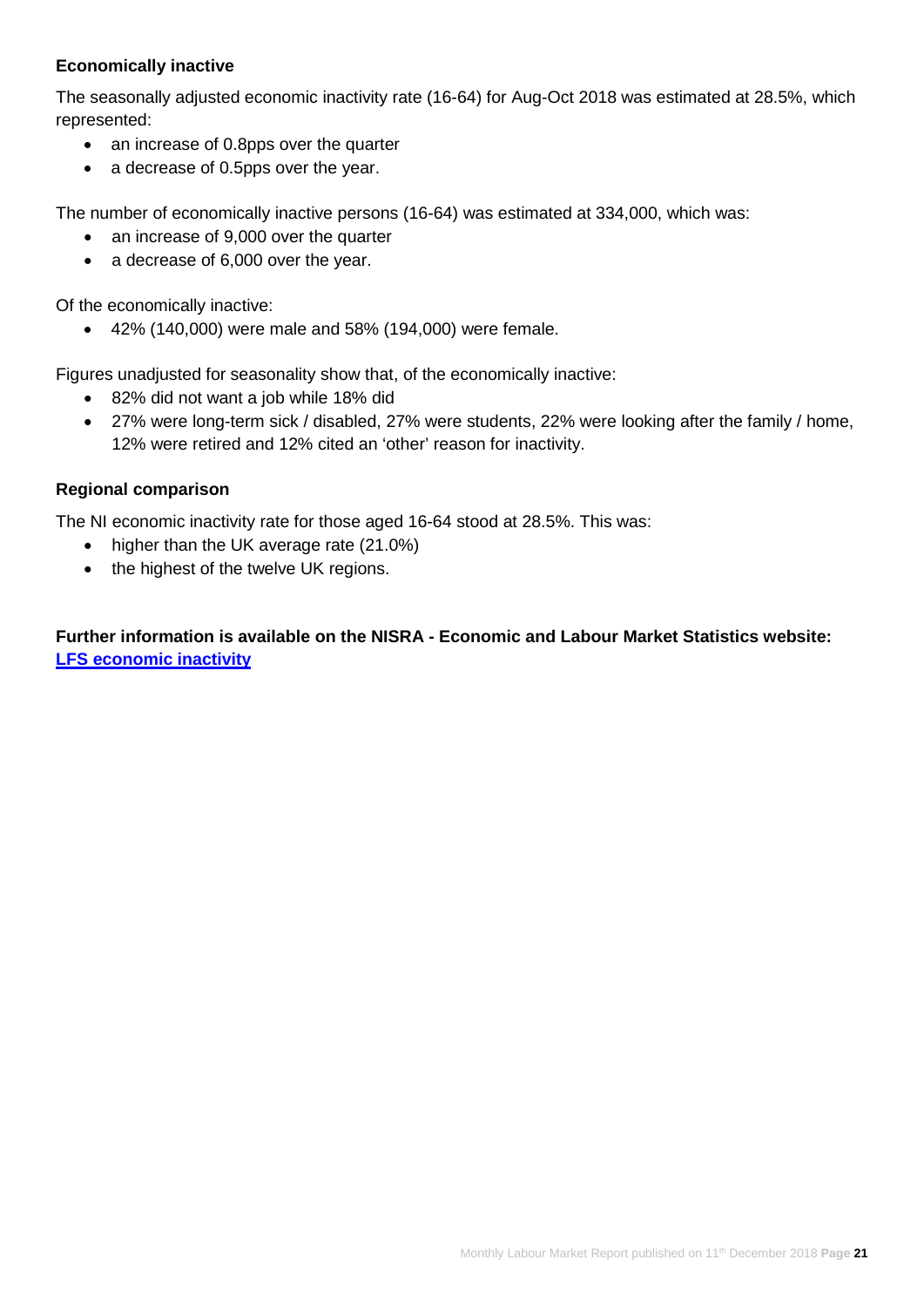### Economically inactive

The seasonally adjusted economic inactivity rate (16-64) for Aug-Oct 2018 was estimated at 28.5%, which represented:

- an increase of 0.8pps over the quarter
- a decrease of 0.5pps over the year.

The number of economically inactive persons (16-64) was estimated at 334,000, which was:

- an increase of 9,000 over the quarter
- a decrease of 6,000 over the year.

Of the economically inactive:

- 42% (140,000) were male and 58% (194,000) were female.

Figures unadjusted for seasonality show that, of the economically inactive:

- 82% did not want a job while 18% did
- 27% were long-term sick / disabled, 27% were students, 22% were looking after the family / home, 12% were retired and 12% cited an 'other' reason for inactivity.

### Regional comparison

The NI economic inactivity rate for those aged 16-64 stood at 28.5%. This was:

- higher than the UK average rate (21.0%)
- the highest of the twelve UK regions.

**Further information is available on the NISRA - Economic and Labour Market Statistics website:**
**LFS economic inactivity**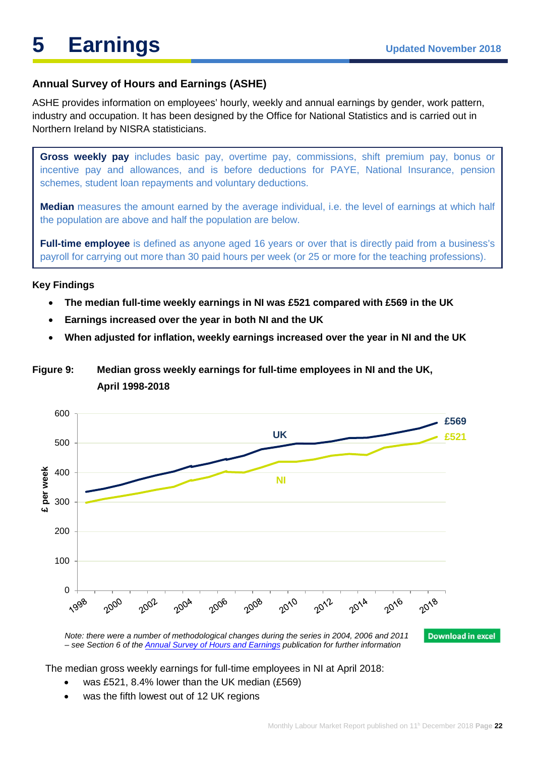# 5 Earnings

Updated November 2018

### Annual Survey of Hours and Earnings (ASHE)

ASHE provides information on employees' hourly, weekly and annual earnings by gender, work pattern, industry and occupation. It has been designed by the Office for National Statistics and is carried out in Northern Ireland by NISRA statisticians.

**Gross weekly pay** includes basic pay, overtime pay, commissions, shift premium pay, bonus or incentive pay and allowances, and is before deductions for PAYE, National Insurance, pension schemes, student loan repayments and voluntary deductions.

**Median** measures the amount earned by the average individual, i.e. the level of earnings at which half the population are above and half the population are below.

**Full-time employee** is defined as anyone aged 16 years or over that is directly paid from a business's payroll for carrying out more than 30 paid hours per week (or 25 or more for the teaching professions).

**Key Findings**

- **The median full-time weekly earnings in NI was £521 compared with £569 in the UK**
- **Earnings increased over the year in both NI and the UK**
- **When adjusted for inflation, weekly earnings increased over the year in NI and the UK**

**Figure 9: Median gross weekly earnings for full-time employees in NI and the UK, April 1998-2018**

*Note: there were a number of methodological changes during the series in 2004, 2006 and 2011 – see Section 6 of the Annual Survey of Hours and Earnings publication for further information*

Download in excel

The median gross weekly earnings for full-time employees in NI at April 2018:

- was £521, 8.4% lower than the UK median (£569)
- was the fifth lowest out of 12 UK regions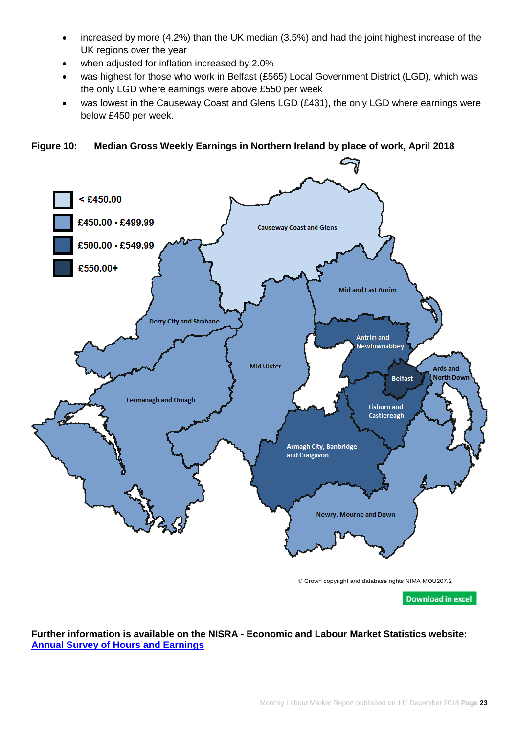- increased by more (4.2%) than the UK median (3.5%) and had the joint highest increase of the UK regions over the year
- when adjusted for inflation increased by 2.0%
- was highest for those who work in Belfast (£565) Local Government District (LGD), which was the only LGD where earnings were above £550 per week
- was lowest in the Causeway Coast and Glens LGD (£431), the only LGD where earnings were below £450 per week.

**Figure 10: Median Gross Weekly Earnings in Northern Ireland by place of work, April 2018**

© Crown copyright and database rights NIMA MOU207.2

Download in excel

**Further information is available on the NISRA - Economic and Labour Market Statistics website:**
**[Annual Survey of Hours and Earnings]**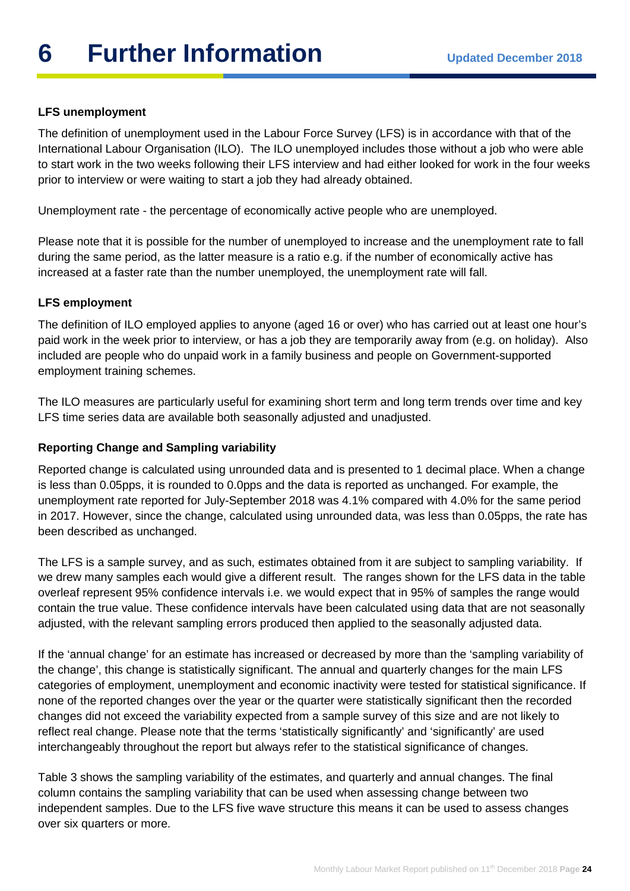# 6 Further Information

**Updated December 2018**

### LFS unemployment

The definition of unemployment used in the Labour Force Survey (LFS) is in accordance with that of the International Labour Organisation (ILO). The ILO unemployed includes those without a job who were able to start work in the two weeks following their LFS interview and had either looked for work in the four weeks prior to interview or were waiting to start a job they had already obtained.

Unemployment rate - the percentage of economically active people who are unemployed.

Please note that it is possible for the number of unemployed to increase and the unemployment rate to fall during the same period, as the latter measure is a ratio e.g. if the number of economically active has increased at a faster rate than the number unemployed, the unemployment rate will fall.

### LFS employment

The definition of ILO employed applies to anyone (aged 16 or over) who has carried out at least one hour's paid work in the week prior to interview, or has a job they are temporarily away from (e.g. on holiday). Also included are people who do unpaid work in a family business and people on Government-supported employment training schemes.

The ILO measures are particularly useful for examining short term and long term trends over time and key LFS time series data are available both seasonally adjusted and unadjusted.

### Reporting Change and Sampling variability

Reported change is calculated using unrounded data and is presented to 1 decimal place. When a change is less than 0.05pps, it is rounded to 0.0pps and the data is reported as unchanged. For example, the unemployment rate reported for July-September 2018 was 4.1% compared with 4.0% for the same period in 2017. However, since the change, calculated using unrounded data, was less than 0.05pps, the rate has been described as unchanged.

The LFS is a sample survey, and as such, estimates obtained from it are subject to sampling variability. If we drew many samples each would give a different result. The ranges shown for the LFS data in the table overleaf represent 95% confidence intervals i.e. we would expect that in 95% of samples the range would contain the true value. These confidence intervals have been calculated using data that are not seasonally adjusted, with the relevant sampling errors produced then applied to the seasonally adjusted data.

If the 'annual change' for an estimate has increased or decreased by more than the 'sampling variability of the change', this change is statistically significant. The annual and quarterly changes for the main LFS categories of employment, unemployment and economic inactivity were tested for statistical significance. If none of the reported changes over the year or the quarter were statistically significant then the recorded changes did not exceed the variability expected from a sample survey of this size and are not likely to reflect real change. Please note that the terms 'statistically significantly' and 'significantly' are used interchangeably throughout the report but always refer to the statistical significance of changes.

Table 3 shows the sampling variability of the estimates, and quarterly and annual changes. The final column contains the sampling variability that can be used when assessing change between two independent samples. Due to the LFS five wave structure this means it can be used to assess changes over six quarters or more.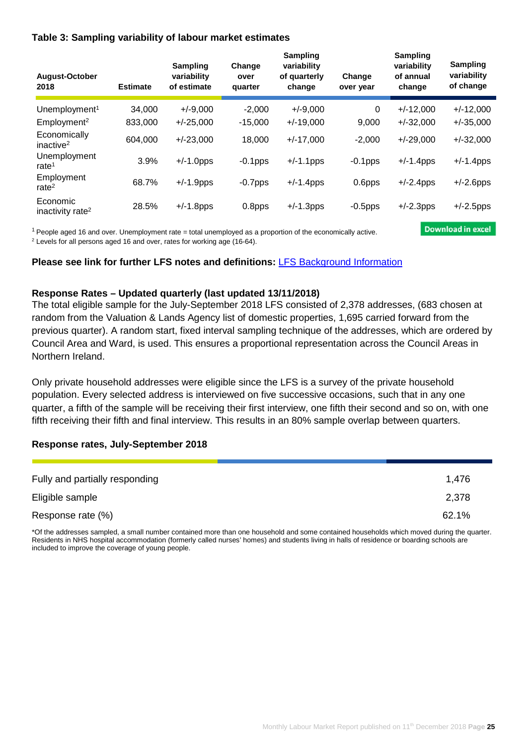### Table 3: Sampling variability of labour market estimates

| August-October 2018 | Estimate | Sampling variability of estimate | Change over quarter | Sampling variability of quarterly change | Change over year | Sampling variability of annual change | Sampling variability of change |
|---|---|---|---|---|---|---|---|
| Unemployment[1] | 34,000 | +/-9,000 | -2,000 | +/-9,000 | 0 | +/-12,000 | +/-12,000 |
| Employment[2] | 833,000 | +/-25,000 | -15,000 | +/-19,000 | 9,000 | +/-32,000 | +/-35,000 |
| Economically inactive[2] | 604,000 | +/-23,000 | 18,000 | +/-17,000 | -2,000 | +/-29,000 | +/-32,000 |
| Unemployment rate[1] | 3.9% | +/-1.0pps | -0.1pps | +/-1.1pps | -0.1pps | +/-1.4pps | +/-1.4pps |
| Employment rate[2] | 68.7% | +/-1.9pps | -0.7pps | +/-1.4pps | 0.6pps | +/-2.4pps | +/-2.6pps |
| Economic inactivity rate[2] | 28.5% | +/-1.8pps | 0.8pps | +/-1.3pps | -0.5pps | +/-2.3pps | +/-2.5pps |

[1] People aged 16 and over. Unemployment rate = total unemployed as a proportion of the economically active.

[2] Levels for all persons aged 16 and over, rates for working age (16-64).

Download in excel

**Please see link for further LFS notes and definitions:** LFS Background Information

**Response Rates – Updated quarterly (last updated 13/11/2018)**

The total eligible sample for the July-September 2018 LFS consisted of 2,378 addresses, (683 chosen at random from the Valuation & Lands Agency list of domestic properties, 1,695 carried forward from the previous quarter). A random start, fixed interval sampling technique of the addresses, which are ordered by Council Area and Ward, is used. This ensures a proportional representation across the Council Areas in Northern Ireland.

Only private household addresses were eligible since the LFS is a survey of the private household population. Every selected address is interviewed on five successive occasions, such that in any one quarter, a fifth of the sample will be receiving their first interview, one fifth their second and so on, with one fifth receiving their fifth and final interview. This results in an 80% sample overlap between quarters.

**Response rates, July-September 2018**

| | |
|---|---|
| Fully and partially responding | 1,476 |
| Eligible sample | 2,378 |
| Response rate (%) | 62.1% |

*Of the addresses sampled, a small number contained more than one household and some contained households which moved during the quarter. Residents in NHS hospital accommodation (formerly called nurses' homes) and students living in halls of residence or boarding schools are included to improve the coverage of young people.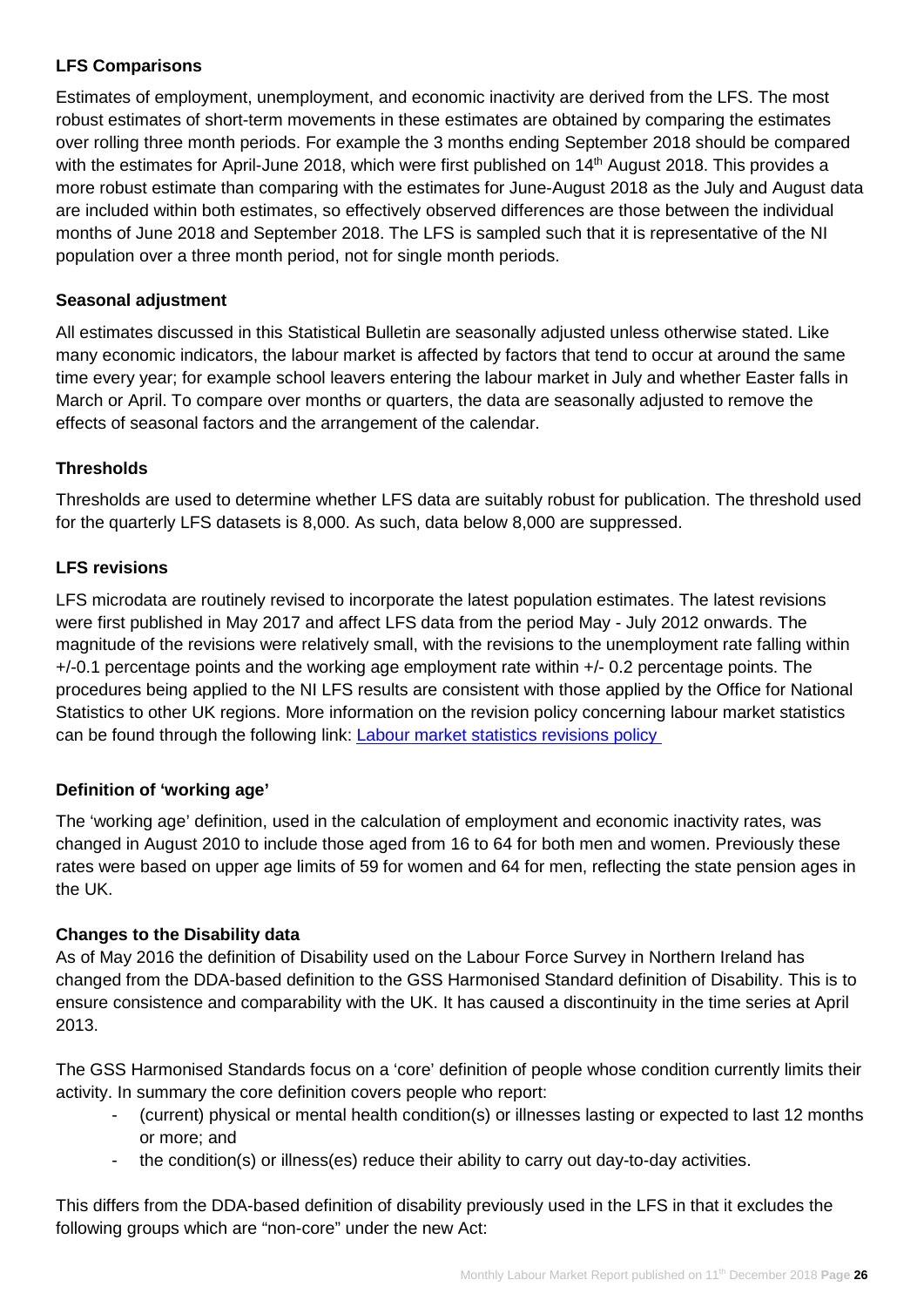### LFS Comparisons

Estimates of employment, unemployment, and economic inactivity are derived from the LFS. The most robust estimates of short-term movements in these estimates are obtained by comparing the estimates over rolling three month periods. For example the 3 months ending September 2018 should be compared with the estimates for April-June 2018, which were first published on 14th August 2018. This provides a more robust estimate than comparing with the estimates for June-August 2018 as the July and August data are included within both estimates, so effectively observed differences are those between the individual months of June 2018 and September 2018. The LFS is sampled such that it is representative of the NI population over a three month period, not for single month periods.

### Seasonal adjustment

All estimates discussed in this Statistical Bulletin are seasonally adjusted unless otherwise stated. Like many economic indicators, the labour market is affected by factors that tend to occur at around the same time every year; for example school leavers entering the labour market in July and whether Easter falls in March or April. To compare over months or quarters, the data are seasonally adjusted to remove the effects of seasonal factors and the arrangement of the calendar.

### Thresholds

Thresholds are used to determine whether LFS data are suitably robust for publication. The threshold used for the quarterly LFS datasets is 8,000. As such, data below 8,000 are suppressed.

### LFS revisions

LFS microdata are routinely revised to incorporate the latest population estimates. The latest revisions were first published in May 2017 and affect LFS data from the period May - July 2012 onwards. The magnitude of the revisions were relatively small, with the revisions to the unemployment rate falling within +/-0.1 percentage points and the working age employment rate within +/- 0.2 percentage points. The procedures being applied to the NI LFS results are consistent with those applied by the Office for National Statistics to other UK regions. More information on the revision policy concerning labour market statistics can be found through the following link: [Labour market statistics revisions policy](#)

### Definition of 'working age'

The 'working age' definition, used in the calculation of employment and economic inactivity rates, was changed in August 2010 to include those aged from 16 to 64 for both men and women. Previously these rates were based on upper age limits of 59 for women and 64 for men, reflecting the state pension ages in the UK.

### Changes to the Disability data

As of May 2016 the definition of Disability used on the Labour Force Survey in Northern Ireland has changed from the DDA-based definition to the GSS Harmonised Standard definition of Disability. This is to ensure consistence and comparability with the UK. It has caused a discontinuity in the time series at April 2013.

The GSS Harmonised Standards focus on a 'core' definition of people whose condition currently limits their activity. In summary the core definition covers people who report:

- (current) physical or mental health condition(s) or illnesses lasting or expected to last 12 months or more; and
- the condition(s) or illness(es) reduce their ability to carry out day-to-day activities.

This differs from the DDA-based definition of disability previously used in the LFS in that it excludes the following groups which are "non-core" under the new Act: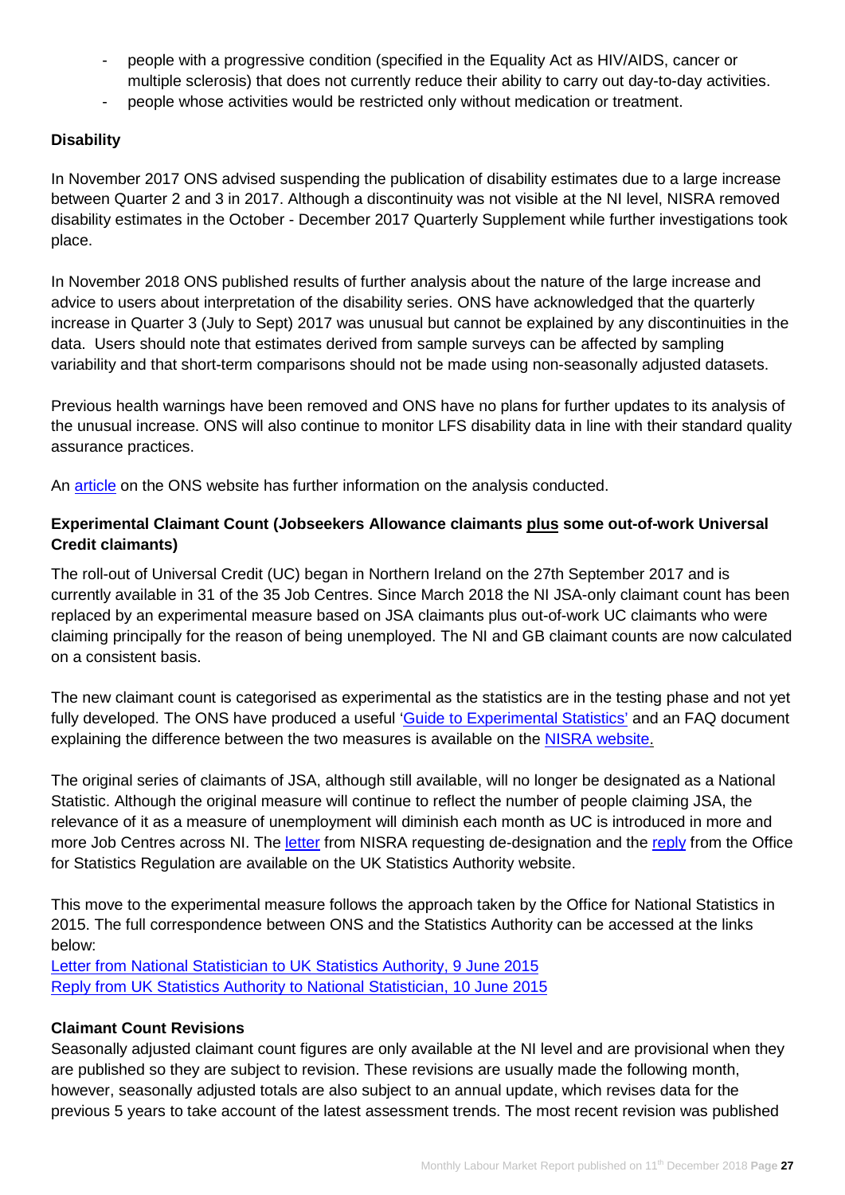- people with a progressive condition (specified in the Equality Act as HIV/AIDS, cancer or multiple sclerosis) that does not currently reduce their ability to carry out day-to-day activities.
- people whose activities would be restricted only without medication or treatment.

**Disability**

In November 2017 ONS advised suspending the publication of disability estimates due to a large increase between Quarter 2 and 3 in 2017. Although a discontinuity was not visible at the NI level, NISRA removed disability estimates in the October - December 2017 Quarterly Supplement while further investigations took place.

In November 2018 ONS published results of further analysis about the nature of the large increase and advice to users about interpretation of the disability series. ONS have acknowledged that the quarterly increase in Quarter 3 (July to Sept) 2017 was unusual but cannot be explained by any discontinuities in the data. Users should note that estimates derived from sample surveys can be affected by sampling variability and that short-term comparisons should not be made using non-seasonally adjusted datasets.

Previous health warnings have been removed and ONS have no plans for further updates to its analysis of the unusual increase. ONS will also continue to monitor LFS disability data in line with their standard quality assurance practices.

An article on the ONS website has further information on the analysis conducted.

**Experimental Claimant Count (Jobseekers Allowance claimants plus some out-of-work Universal Credit claimants)**

The roll-out of Universal Credit (UC) began in Northern Ireland on the 27th September 2017 and is currently available in 31 of the 35 Job Centres. Since March 2018 the NI JSA-only claimant count has been replaced by an experimental measure based on JSA claimants plus out-of-work UC claimants who were claiming principally for the reason of being unemployed. The NI and GB claimant counts are now calculated on a consistent basis.

The new claimant count is categorised as experimental as the statistics are in the testing phase and not yet fully developed. The ONS have produced a useful 'Guide to Experimental Statistics' and an FAQ document explaining the difference between the two measures is available on the NISRA website.

The original series of claimants of JSA, although still available, will no longer be designated as a National Statistic. Although the original measure will continue to reflect the number of people claiming JSA, the relevance of it as a measure of unemployment will diminish each month as UC is introduced in more and more Job Centres across NI. The letter from NISRA requesting de-designation and the reply from the Office for Statistics Regulation are available on the UK Statistics Authority website.

This move to the experimental measure follows the approach taken by the Office for National Statistics in 2015. The full correspondence between ONS and the Statistics Authority can be accessed at the links below:
Letter from National Statistician to UK Statistics Authority, 9 June 2015
Reply from UK Statistics Authority to National Statistician, 10 June 2015

**Claimant Count Revisions**

Seasonally adjusted claimant count figures are only available at the NI level and are provisional when they are published so they are subject to revision. These revisions are usually made the following month, however, seasonally adjusted totals are also subject to an annual update, which revises data for the previous 5 years to take account of the latest assessment trends. The most recent revision was published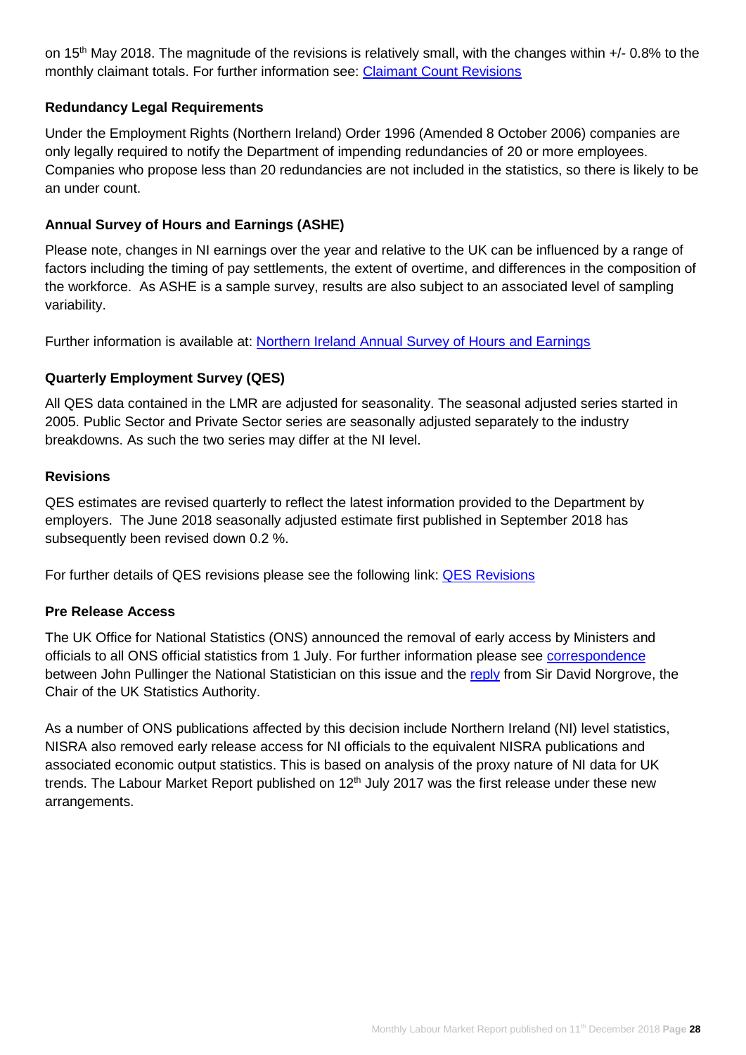on 15th May 2018. The magnitude of the revisions is relatively small, with the changes within +/- 0.8% to the monthly claimant totals. For further information see: [Claimant Count Revisions]()

### Redundancy Legal Requirements

Under the Employment Rights (Northern Ireland) Order 1996 (Amended 8 October 2006) companies are only legally required to notify the Department of impending redundancies of 20 or more employees. Companies who propose less than 20 redundancies are not included in the statistics, so there is likely to be an under count.

### Annual Survey of Hours and Earnings (ASHE)

Please note, changes in NI earnings over the year and relative to the UK can be influenced by a range of factors including the timing of pay settlements, the extent of overtime, and differences in the composition of the workforce. As ASHE is a sample survey, results are also subject to an associated level of sampling variability.

Further information is available at: [Northern Ireland Annual Survey of Hours and Earnings]()

### Quarterly Employment Survey (QES)

All QES data contained in the LMR are adjusted for seasonality. The seasonal adjusted series started in 2005. Public Sector and Private Sector series are seasonally adjusted separately to the industry breakdowns. As such the two series may differ at the NI level.

### Revisions

QES estimates are revised quarterly to reflect the latest information provided to the Department by employers. The June 2018 seasonally adjusted estimate first published in September 2018 has subsequently been revised down 0.2 %.

For further details of QES revisions please see the following link: [QES Revisions]()

### Pre Release Access

The UK Office for National Statistics (ONS) announced the removal of early access by Ministers and officials to all ONS official statistics from 1 July. For further information please see [correspondence]() between John Pullinger the National Statistician on this issue and the [reply]() from Sir David Norgrove, the Chair of the UK Statistics Authority.

As a number of ONS publications affected by this decision include Northern Ireland (NI) level statistics, NISRA also removed early release access for NI officials to the equivalent NISRA publications and associated economic output statistics. This is based on analysis of the proxy nature of NI data for UK trends. The Labour Market Report published on 12th July 2017 was the first release under these new arrangements.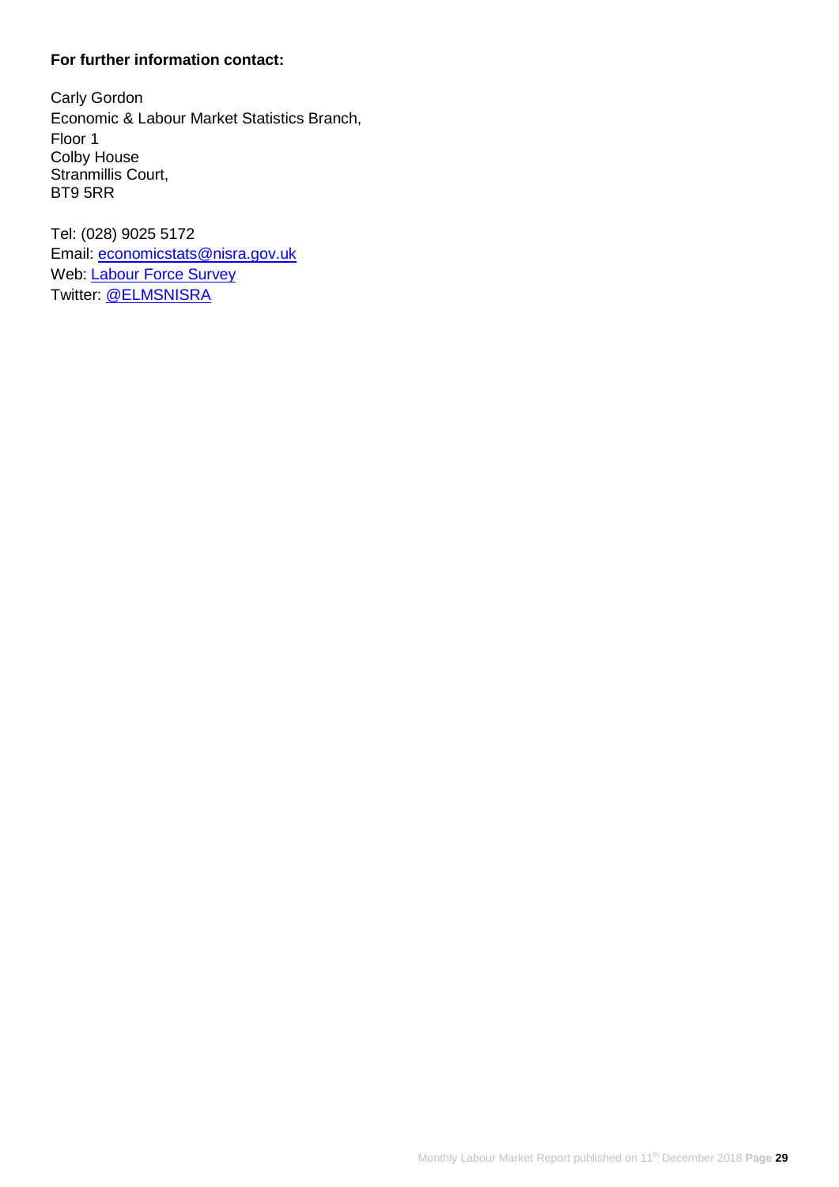**For further information contact:**

Carly Gordon
Economic & Labour Market Statistics Branch,
Floor 1
Colby House
Stranmillis Court,
BT9 5RR

Tel: (028) 9025 5172
Email: economicstats@nisra.gov.uk
Web: Labour Force Survey
Twitter: @ELMSNISRA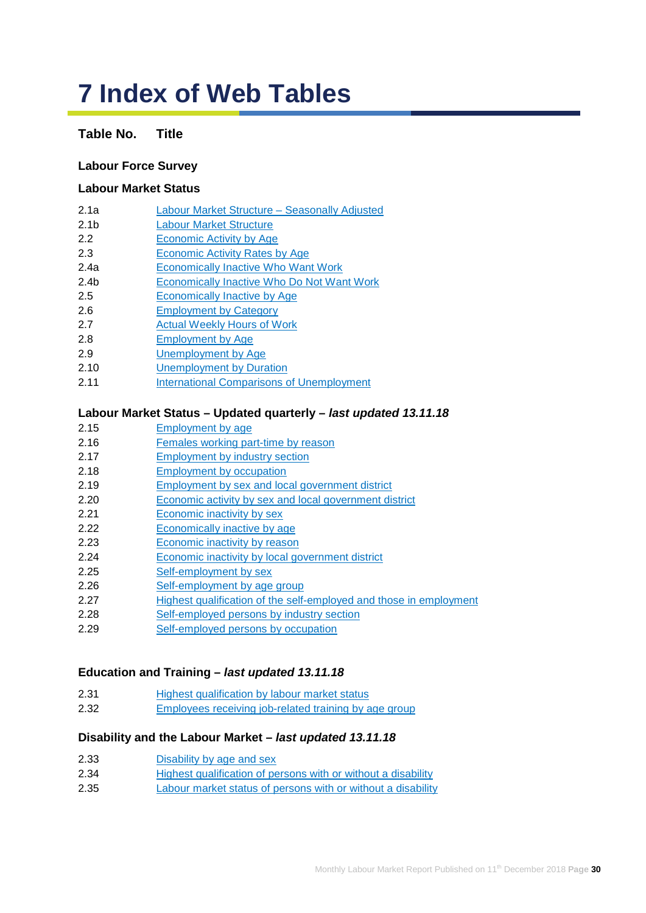# 7 Index of Web Tables

| Table No. | Title |
|---|---|

### Labour Force Survey

### Labour Market Status

| | |
|---|---|
| 2.1a | Labour Market Structure – Seasonally Adjusted |
| 2.1b | Labour Market Structure |
| 2.2 | Economic Activity by Age |
| 2.3 | Economic Activity Rates by Age |
| 2.4a | Economically Inactive Who Want Work |
| 2.4b | Economically Inactive Who Do Not Want Work |
| 2.5 | Economically Inactive by Age |
| 2.6 | Employment by Category |
| 2.7 | Actual Weekly Hours of Work |
| 2.8 | Employment by Age |
| 2.9 | Unemployment by Age |
| 2.10 | Unemployment by Duration |
| 2.11 | International Comparisons of Unemployment |

### Labour Market Status – Updated quarterly – *last updated 13.11.18*

| | |
|---|---|
| 2.15 | Employment by age |
| 2.16 | Females working part-time by reason |
| 2.17 | Employment by industry section |
| 2.18 | Employment by occupation |
| 2.19 | Employment by sex and local government district |
| 2.20 | Economic activity by sex and local government district |
| 2.21 | Economic inactivity by sex |
| 2.22 | Economically inactive by age |
| 2.23 | Economic inactivity by reason |
| 2.24 | Economic inactivity by local government district |
| 2.25 | Self-employment by sex |
| 2.26 | Self-employment by age group |
| 2.27 | Highest qualification of the self-employed and those in employment |
| 2.28 | Self-employed persons by industry section |
| 2.29 | Self-employed persons by occupation |

### Education and Training – *last updated 13.11.18*

| | |
|---|---|
| 2.31 | Highest qualification by labour market status |
| 2.32 | Employees receiving job-related training by age group |

### Disability and the Labour Market – *last updated 13.11.18*

| | |
|---|---|
| 2.33 | Disability by age and sex |
| 2.34 | Highest qualification of persons with or without a disability |
| 2.35 | Labour market status of persons with or without a disability |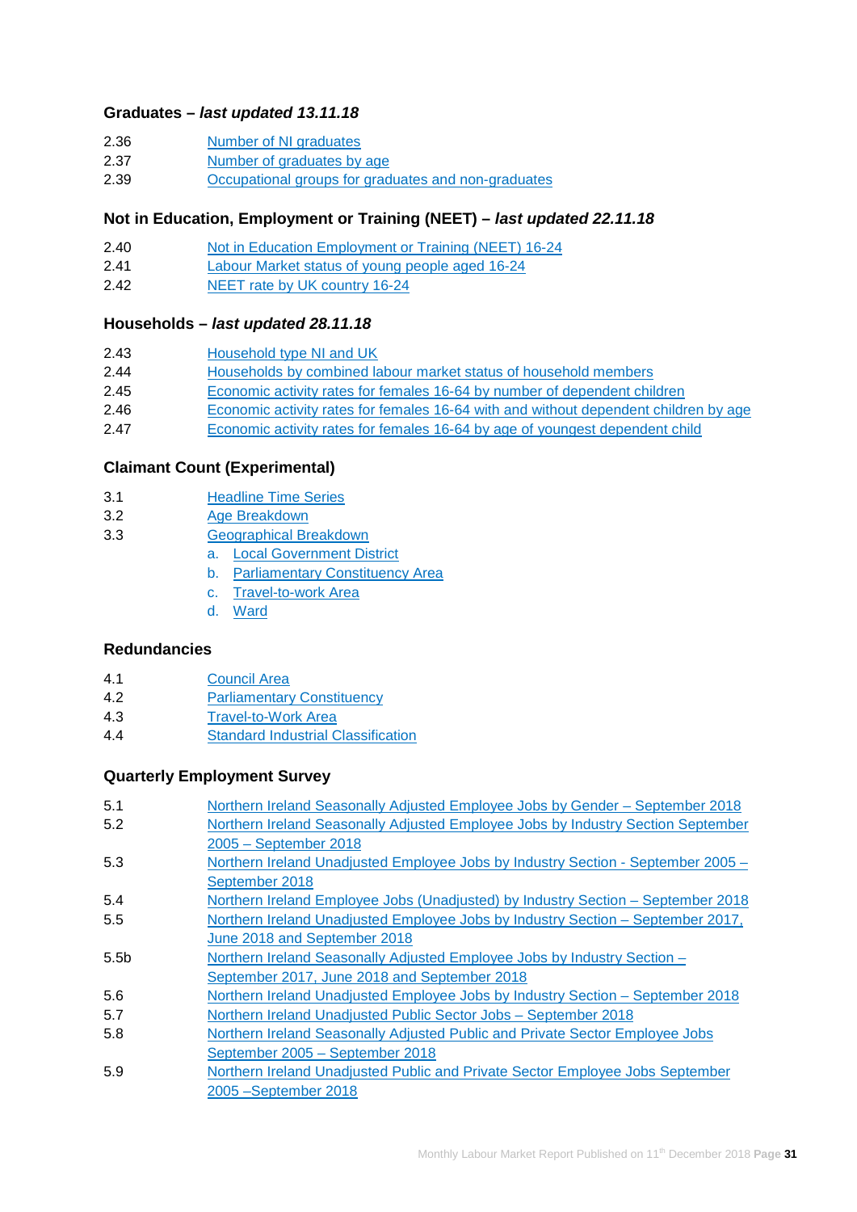### Graduates – *last updated 13.11.18*

2.36 Number of NI graduates
2.37 Number of graduates by age
2.39 Occupational groups for graduates and non-graduates

### Not in Education, Employment or Training (NEET) – *last updated 22.11.18*

2.40 Not in Education Employment or Training (NEET) 16-24
2.41 Labour Market status of young people aged 16-24
2.42 NEET rate by UK country 16-24

### Households – *last updated 28.11.18*

2.43 Household type NI and UK
2.44 Households by combined labour market status of household members
2.45 Economic activity rates for females 16-64 by number of dependent children
2.46 Economic activity rates for females 16-64 with and without dependent children by age
2.47 Economic activity rates for females 16-64 by age of youngest dependent child

### Claimant Count (Experimental)

3.1 Headline Time Series
3.2 Age Breakdown
3.3 Geographical Breakdown
  a. Local Government District
  b. Parliamentary Constituency Area
  c. Travel-to-work Area
  d. Ward

### Redundancies

4.1 Council Area
4.2 Parliamentary Constituency
4.3 Travel-to-Work Area
4.4 Standard Industrial Classification

### Quarterly Employment Survey

5.1 Northern Ireland Seasonally Adjusted Employee Jobs by Gender – September 2018
5.2 Northern Ireland Seasonally Adjusted Employee Jobs by Industry Section September 2005 – September 2018
5.3 Northern Ireland Unadjusted Employee Jobs by Industry Section - September 2005 – September 2018
5.4 Northern Ireland Employee Jobs (Unadjusted) by Industry Section – September 2018
5.5 Northern Ireland Unadjusted Employee Jobs by Industry Section – September 2017, June 2018 and September 2018
5.5b Northern Ireland Seasonally Adjusted Employee Jobs by Industry Section – September 2017, June 2018 and September 2018
5.6 Northern Ireland Unadjusted Employee Jobs by Industry Section – September 2018
5.7 Northern Ireland Unadjusted Public Sector Jobs – September 2018
5.8 Northern Ireland Seasonally Adjusted Public and Private Sector Employee Jobs September 2005 – September 2018
5.9 Northern Ireland Unadjusted Public and Private Sector Employee Jobs September 2005 –September 2018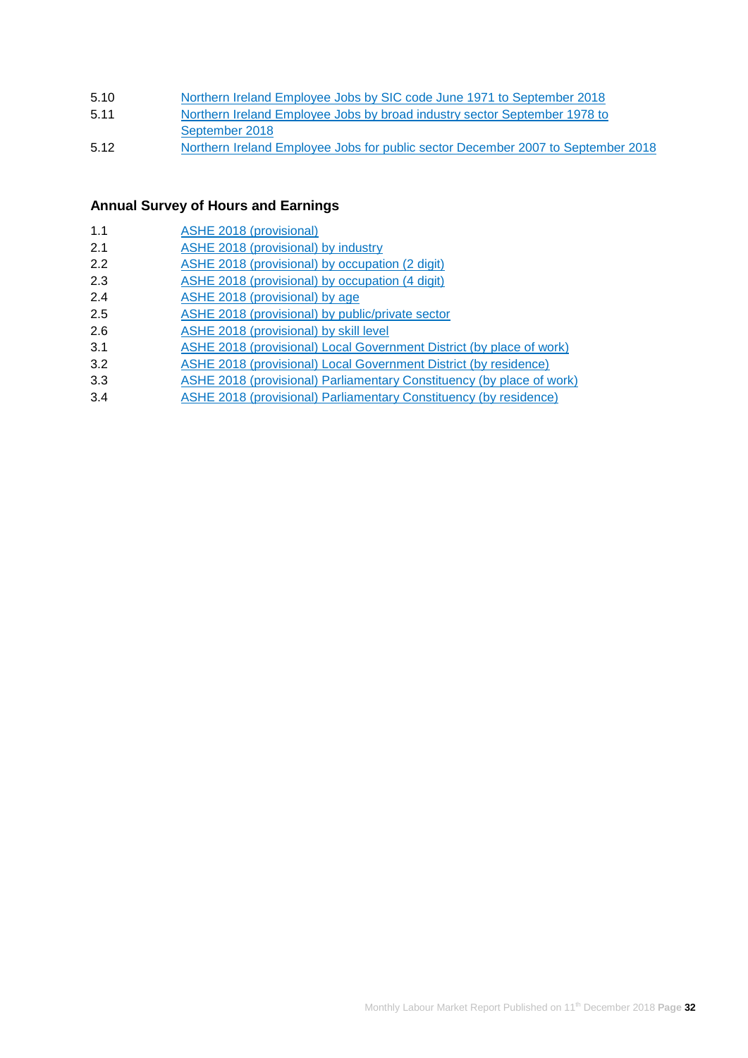| | |
|---|---|
| 5.10 | Northern Ireland Employee Jobs by SIC code June 1971 to September 2018 |
| 5.11 | Northern Ireland Employee Jobs by broad industry sector September 1978 to September 2018 |
| 5.12 | Northern Ireland Employee Jobs for public sector December 2007 to September 2018 |

## Annual Survey of Hours and Earnings

| | |
|---|---|
| 1.1 | ASHE 2018 (provisional) |
| 2.1 | ASHE 2018 (provisional) by industry |
| 2.2 | ASHE 2018 (provisional) by occupation (2 digit) |
| 2.3 | ASHE 2018 (provisional) by occupation (4 digit) |
| 2.4 | ASHE 2018 (provisional) by age |
| 2.5 | ASHE 2018 (provisional) by public/private sector |
| 2.6 | ASHE 2018 (provisional) by skill level |
| 3.1 | ASHE 2018 (provisional) Local Government District (by place of work) |
| 3.2 | ASHE 2018 (provisional) Local Government District (by residence) |
| 3.3 | ASHE 2018 (provisional) Parliamentary Constituency (by place of work) |
| 3.4 | ASHE 2018 (provisional) Parliamentary Constituency (by residence) |